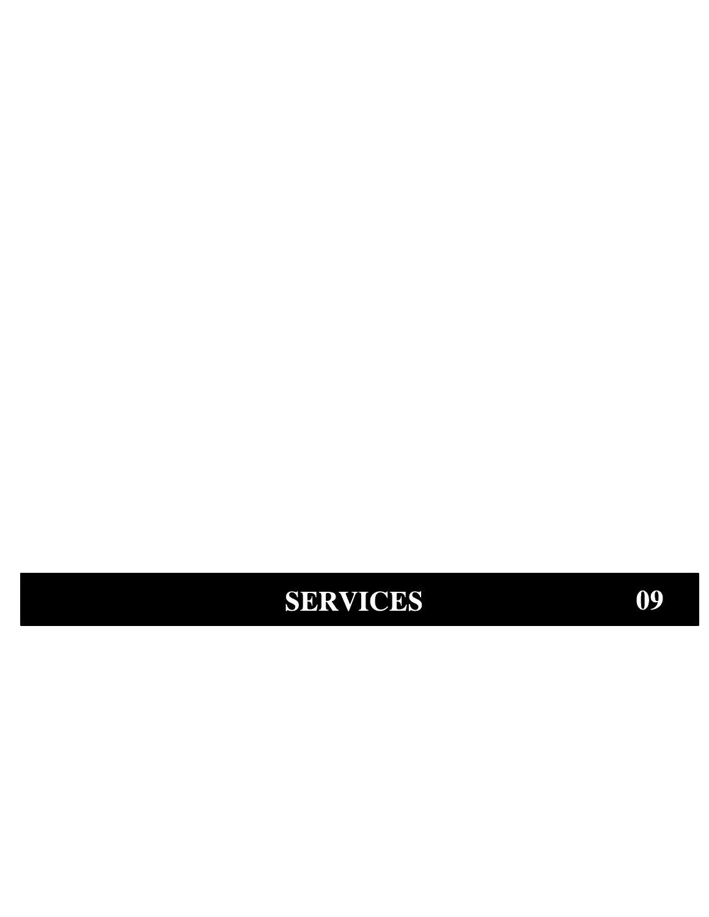# SERVICES 09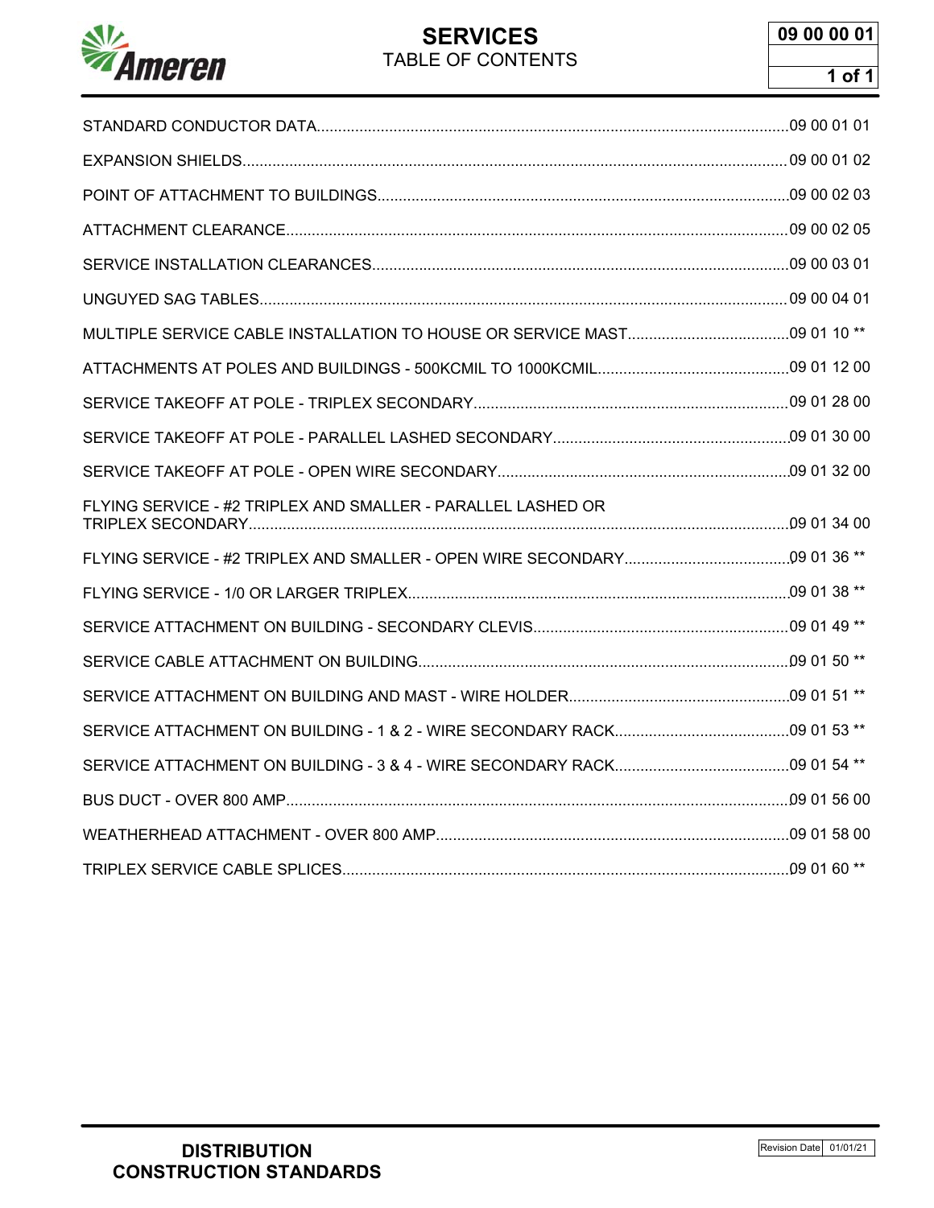# SERVICES
## TABLE OF CONTENTS

09 00 00 01

| Section | Page |
|---|---|
| STANDARD CONDUCTOR DATA | 09 00 01 01 |
| EXPANSION SHIELDS | 09 00 01 02 |
| POINT OF ATTACHMENT TO BUILDINGS | 09 00 02 03 |
| ATTACHMENT CLEARANCE | 09 00 02 05 |
| SERVICE INSTALLATION CLEARANCES | 09 00 03 01 |
| UNGUYED SAG TABLES | 09 00 04 01 |
| MULTIPLE SERVICE CABLE INSTALLATION TO HOUSE OR SERVICE MAST | 09 01 10 ** |
| ATTACHMENTS AT POLES AND BUILDINGS - 500KCMIL TO 1000KCMIL | 09 01 12 00 |
| SERVICE TAKEOFF AT POLE - TRIPLEX SECONDARY | 09 01 28 00 |
| SERVICE TAKEOFF AT POLE - PARALLEL LASHED SECONDARY | 09 01 30 00 |
| SERVICE TAKEOFF AT POLE - OPEN WIRE SECONDARY | 09 01 32 00 |
| FLYING SERVICE - #2 TRIPLEX AND SMALLER - PARALLEL LASHED OR TRIPLEX SECONDARY | 09 01 34 00 |
| FLYING SERVICE - #2 TRIPLEX AND SMALLER - OPEN WIRE SECONDARY | 09 01 36 ** |
| FLYING SERVICE - 1/0 OR LARGER TRIPLEX | 09 01 38 ** |
| SERVICE ATTACHMENT ON BUILDING - SECONDARY CLEVIS | 09 01 49 ** |
| SERVICE CABLE ATTACHMENT ON BUILDING | 09 01 50 ** |
| SERVICE ATTACHMENT ON BUILDING AND MAST - WIRE HOLDER | 09 01 51 ** |
| SERVICE ATTACHMENT ON BUILDING - 1 & 2 - WIRE SECONDARY RACK | 09 01 53 ** |
| SERVICE ATTACHMENT ON BUILDING - 3 & 4 - WIRE SECONDARY RACK | 09 01 54 ** |
| BUS DUCT - OVER 800 AMP | 09 01 56 00 |
| WEATHERHEAD ATTACHMENT - OVER 800 AMP | 09 01 58 00 |
| TRIPLEX SERVICE CABLE SPLICES | 09 01 60 ** |

DISTRIBUTION CONSTRUCTION STANDARDS

Revision Date 01/01/21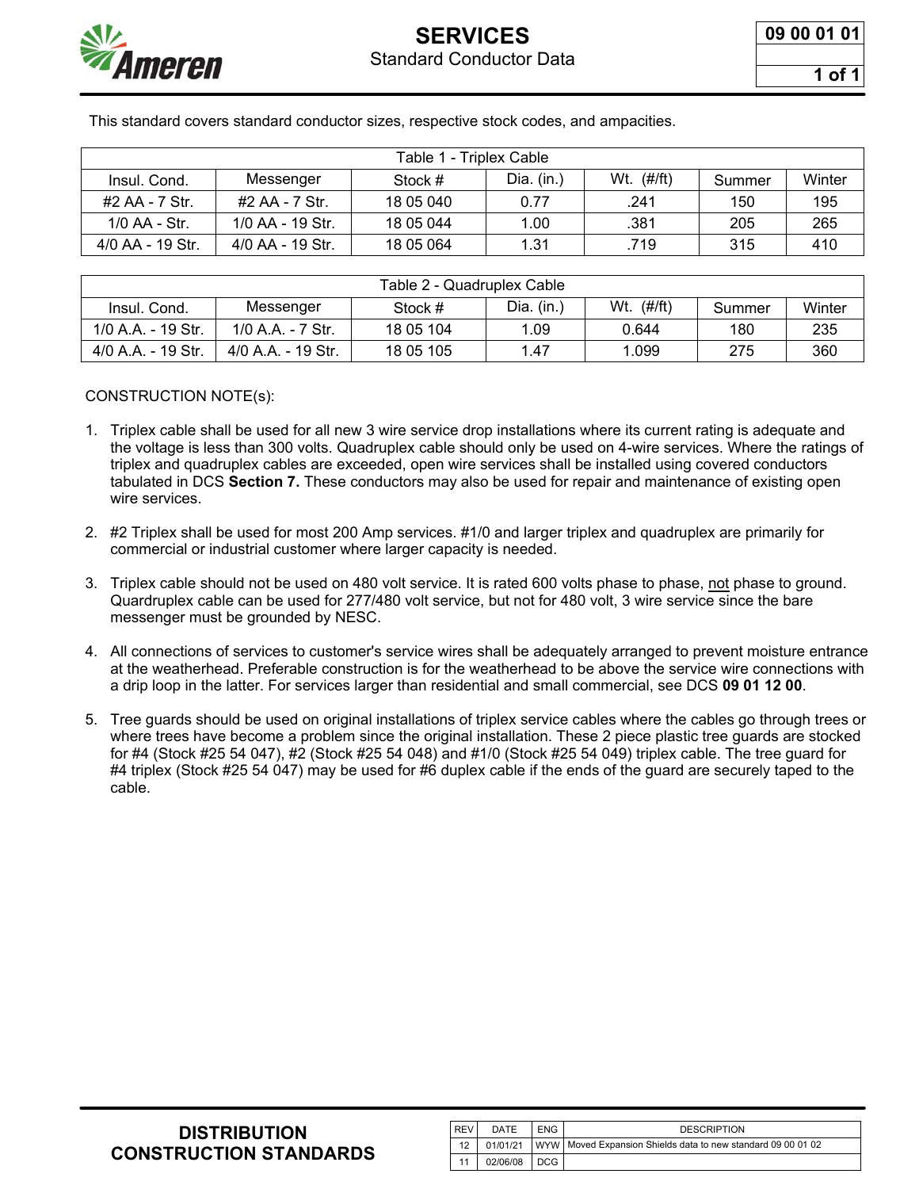# SERVICES

## Standard Conductor Data

09 00 01 01

This standard covers standard conductor sizes, respective stock codes, and ampacities.

| Table 1 - Triplex Cable | | | | | | |
|---|---|---|---|---|---|---|
| Insul. Cond. | Messenger | Stock # | Dia. (in.) | Wt. (#/ft) | Summer | Winter |
| #2 AA - 7 Str. | #2 AA - 7 Str. | 18 05 040 | 0.77 | .241 | 150 | 195 |
| 1/0 AA - Str. | 1/0 AA - 19 Str. | 18 05 044 | 1.00 | .381 | 205 | 265 |
| 4/0 AA - 19 Str. | 4/0 AA - 19 Str. | 18 05 064 | 1.31 | .719 | 315 | 410 |

| Table 2 - Quadruplex Cable | | | | | | |
|---|---|---|---|---|---|---|
| Insul. Cond. | Messenger | Stock # | Dia. (in.) | Wt. (#/ft) | Summer | Winter |
| 1/0 A.A. - 19 Str. | 1/0 A.A. - 7 Str. | 18 05 104 | 1.09 | 0.644 | 180 | 235 |
| 4/0 A.A. - 19 Str. | 4/0 A.A. - 19 Str. | 18 05 105 | 1.47 | 1.099 | 275 | 360 |

CONSTRUCTION NOTE(s):

1. Triplex cable shall be used for all new 3 wire service drop installations where its current rating is adequate and the voltage is less than 300 volts. Quadruplex cable should only be used on 4-wire services. Where the ratings of triplex and quadruplex cables are exceeded, open wire services shall be installed using covered conductors tabulated in DCS **Section 7.** These conductors may also be used for repair and maintenance of existing open wire services.

2. #2 Triplex shall be used for most 200 Amp services. #1/0 and larger triplex and quadruplex are primarily for commercial or industrial customer where larger capacity is needed.

3. Triplex cable should not be used on 480 volt service. It is rated 600 volts phase to phase, not phase to ground. Quardruplex cable can be used for 277/480 volt service, but not for 480 volt, 3 wire service since the bare messenger must be grounded by NESC.

4. All connections of services to customer's service wires shall be adequately arranged to prevent moisture entrance at the weatherhead. Preferable construction is for the weatherhead to be above the service wire connections with a drip loop in the latter. For services larger than residential and small commercial, see DCS **09 01 12 00**.

5. Tree guards should be used on original installations of triplex service cables where the cables go through trees or where trees have become a problem since the original installation. These 2 piece plastic tree guards are stocked for #4 (Stock #25 54 047), #2 (Stock #25 54 048) and #1/0 (Stock #25 54 049) triplex cable. The tree guard for #4 triplex (Stock #25 54 047) may be used for #6 duplex cable if the ends of the guard are securely taped to the cable.

**DISTRIBUTION CONSTRUCTION STANDARDS**

| REV | DATE | ENG | DESCRIPTION |
|---|---|---|---|
| 12 | 01/01/21 | WYW | Moved Expansion Shields data to new standard 09 00 01 02 |
| 11 | 02/06/08 | DCG | |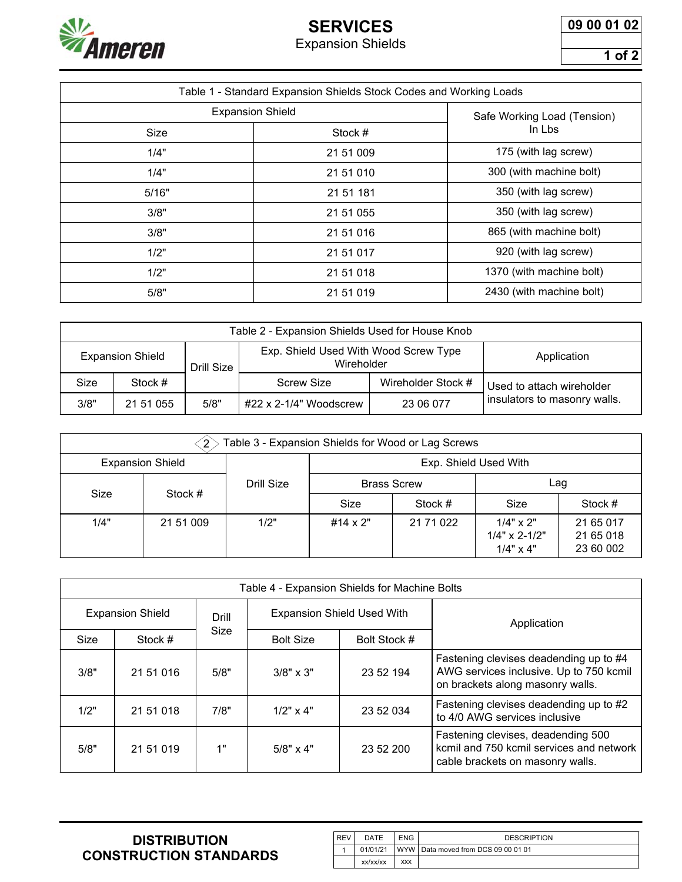# SERVICES

## Expansion Shields

09 00 01 02

| Table 1 - Standard Expansion Shields Stock Codes and Working Loads | | |
|---|---|---|
| Expansion Shield | | Safe Working Load (Tension) In Lbs |
| Size | Stock # | |
| 1/4" | 21 51 009 | 175 (with lag screw) |
| 1/4" | 21 51 010 | 300 (with machine bolt) |
| 5/16" | 21 51 181 | 350 (with lag screw) |
| 3/8" | 21 51 055 | 350 (with lag screw) |
| 3/8" | 21 51 016 | 865 (with machine bolt) |
| 1/2" | 21 51 017 | 920 (with lag screw) |
| 1/2" | 21 51 018 | 1370 (with machine bolt) |
| 5/8" | 21 51 019 | 2430 (with machine bolt) |

| Table 2 - Expansion Shields Used for House Knob | | | | | |
|---|---|---|---|---|---|
| Expansion Shield | | Drill Size | Exp. Shield Used With Wood Screw Type Wireholder | | Application |
| Size | Stock # | | Screw Size | Wireholder Stock # | |
| 3/8" | 21 51 055 | 5/8" | #22 x 2-1/4" Woodscrew | 23 06 077 | Used to attach wireholder insulators to masonry walls. |

| ⟨2⟩ Table 3 - Expansion Shields for Wood or Lag Screws | | | | | | |
|---|---|---|---|---|---|---|
| Expansion Shield | | Drill Size | Exp. Shield Used With | | | |
| | | | Brass Screw | | Lag | |
| Size | Stock # | | Size | Stock # | Size | Stock # |
| 1/4" | 21 51 009 | 1/2" | #14 x 2" | 21 71 022 | 1/4" x 2"<br>1/4" x 2-1/2"<br>1/4" x 4" | 21 65 017<br>21 65 018<br>23 60 002 |

| Table 4 - Expansion Shields for Machine Bolts | | | | | |
|---|---|---|---|---|---|
| Expansion Shield | | Drill Size | Expansion Shield Used With | | Application |
| Size | Stock # | | Bolt Size | Bolt Stock # | |
| 3/8" | 21 51 016 | 5/8" | 3/8" x 3" | 23 52 194 | Fastening clevises deadending up to #4 AWG services inclusive. Up to 750 kcmil on brackets along masonry walls. |
| 1/2" | 21 51 018 | 7/8" | 1/2" x 4" | 23 52 034 | Fastening clevises deadending up to #2 to 4/0 AWG services inclusive |
| 5/8" | 21 51 019 | 1" | 5/8" x 4" | 23 52 200 | Fastening clevises, deadending 500 kcmil and 750 kcmil services and network cable brackets on masonry walls. |

**DISTRIBUTION CONSTRUCTION STANDARDS**

| REV | DATE | ENG | DESCRIPTION |
|---|---|---|---|
| 1 | 01/01/21 | WYW | Data moved from DCS 09 00 01 01 |
| | xx/xx/xx | xxx | |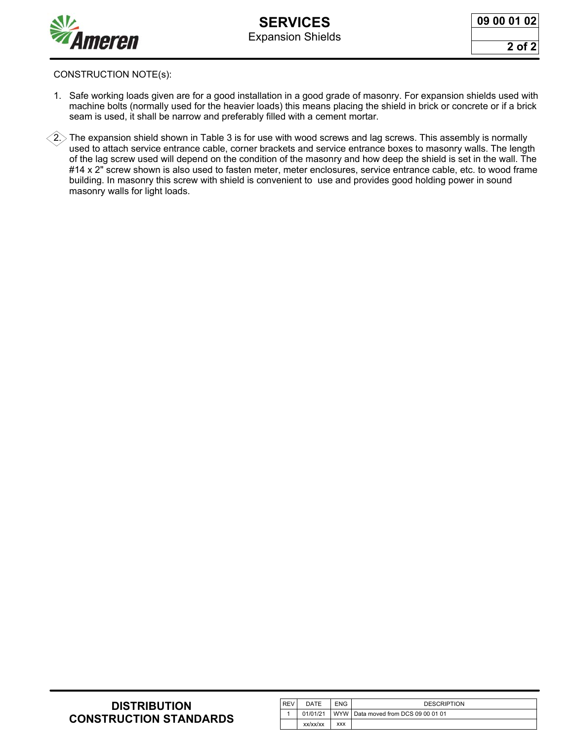CONSTRUCTION NOTE(s):

1. Safe working loads given are for a good installation in a good grade of masonry. For expansion shields used with machine bolts (normally used for the heavier loads) this means placing the shield in brick or concrete or if a brick seam is used, it shall be narrow and preferably filled with a cement mortar.

2. The expansion shield shown in Table 3 is for use with wood screws and lag screws. This assembly is normally used to attach service entrance cable, corner brackets and service entrance boxes to masonry walls. The length of the lag screw used will depend on the condition of the masonry and how deep the shield is set in the wall. The #14 x 2" screw shown is also used to fasten meter, meter enclosures, service entrance cable, etc. to wood frame building. In masonry this screw with shield is convenient to use and provides good holding power in sound masonry walls for light loads.

| REV | DATE | ENG | DESCRIPTION |
|---|---|---|---|
| 1 | 01/01/21 | WYW | Data moved from DCS 09 00 01 01 |
| | xx/xx/xx | xxx | |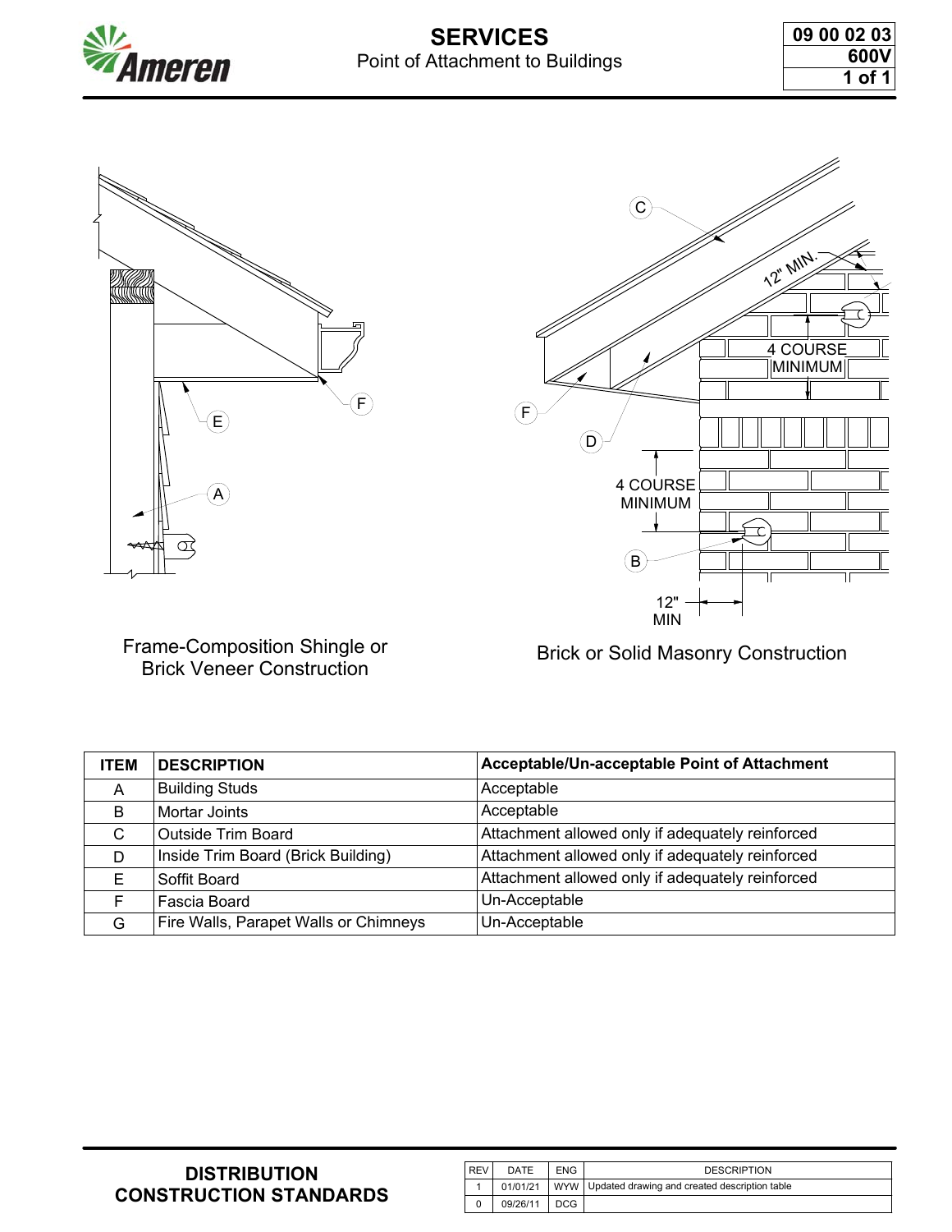# SERVICES

## Point of Attachment to Buildings

09 00 02 03
600V

Frame-Composition Shingle or Brick Veneer Construction

Brick or Solid Masonry Construction

12" MIN.

4 COURSE MINIMUM

4 COURSE MINIMUM

12" MIN

| ITEM | DESCRIPTION | Acceptable/Un-acceptable Point of Attachment |
|---|---|---|
| A | Building Studs | Acceptable |
| B | Mortar Joints | Acceptable |
| C | Outside Trim Board | Attachment allowed only if adequately reinforced |
| D | Inside Trim Board (Brick Building) | Attachment allowed only if adequately reinforced |
| E | Soffit Board | Attachment allowed only if adequately reinforced |
| F | Fascia Board | Un-Acceptable |
| G | Fire Walls, Parapet Walls or Chimneys | Un-Acceptable |

**DISTRIBUTION CONSTRUCTION STANDARDS**

| REV | DATE | ENG | DESCRIPTION |
|---|---|---|---|
| 1 | 01/01/21 | WYW | Updated drawing and created description table |
| 0 | 09/26/11 | DCG | |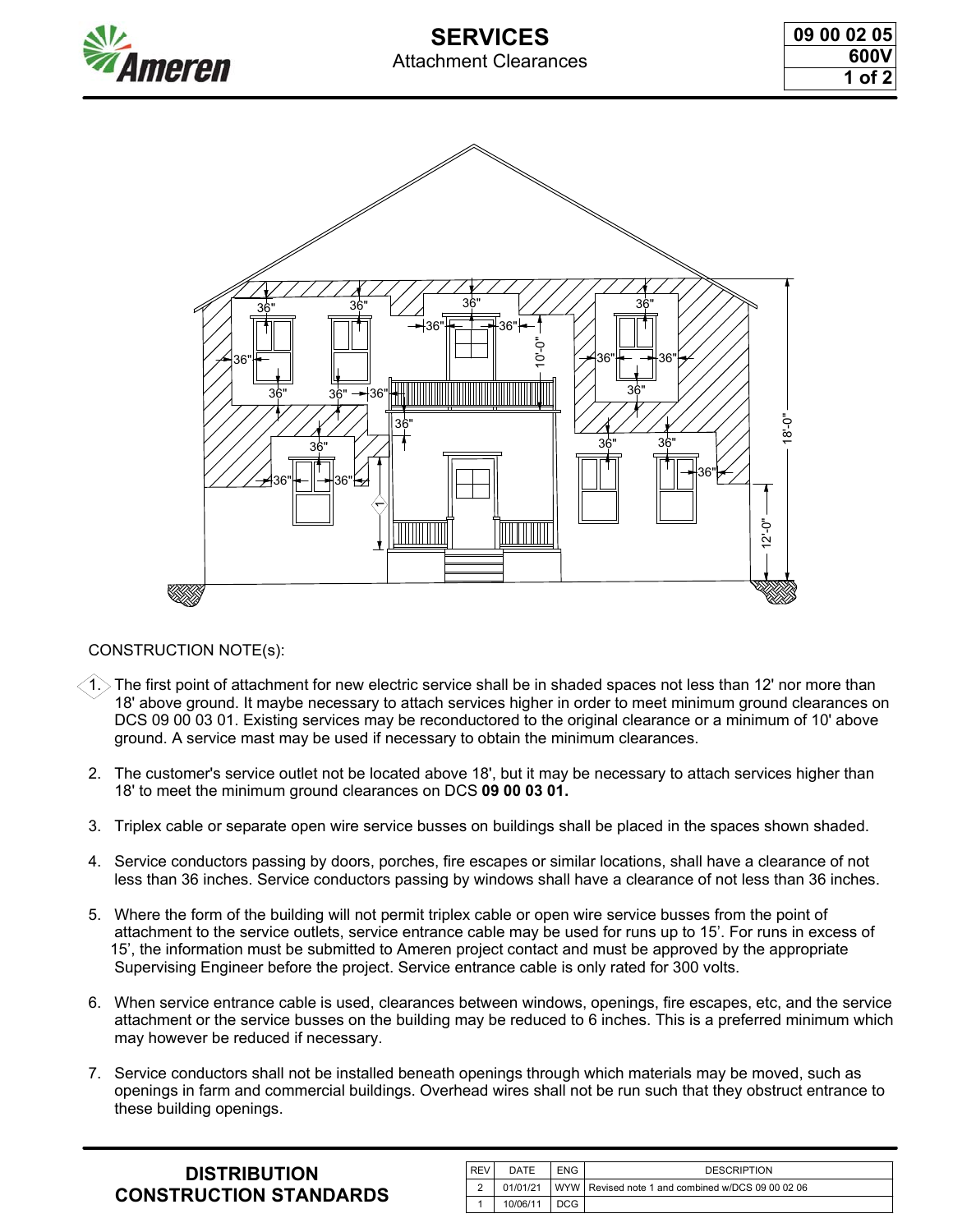# SERVICES

## Attachment Clearances

09 00 02 05
600V

CONSTRUCTION NOTE(s):

1. The first point of attachment for new electric service shall be in shaded spaces not less than 12' nor more than 18' above ground. It maybe necessary to attach services higher in order to meet minimum ground clearances on DCS 09 00 03 01. Existing services may be reconductored to the original clearance or a minimum of 10' above ground. A service mast may be used if necessary to obtain the minimum clearances.

2. The customer's service outlet not be located above 18', but it may be necessary to attach services higher than 18' to meet the minimum ground clearances on DCS **09 00 03 01.**

3. Triplex cable or separate open wire service busses on buildings shall be placed in the spaces shown shaded.

4. Service conductors passing by doors, porches, fire escapes or similar locations, shall have a clearance of not less than 36 inches. Service conductors passing by windows shall have a clearance of not less than 36 inches.

5. Where the form of the building will not permit triplex cable or open wire service busses from the point of attachment to the service outlets, service entrance cable may be used for runs up to 15'. For runs in excess of 15', the information must be submitted to Ameren project contact and must be approved by the appropriate Supervising Engineer before the project. Service entrance cable is only rated for 300 volts.

6. When service entrance cable is used, clearances between windows, openings, fire escapes, etc, and the service attachment or the service busses on the building may be reduced to 6 inches. This is a preferred minimum which may however be reduced if necessary.

7. Service conductors shall not be installed beneath openings through which materials may be moved, such as openings in farm and commercial buildings. Overhead wires shall not be run such that they obstruct entrance to these building openings.

**DISTRIBUTION CONSTRUCTION STANDARDS**

| REV | DATE | ENG | DESCRIPTION |
|---|---|---|---|
| 2 | 01/01/21 | WYW | Revised note 1 and combined w/DCS 09 00 02 06 |
| 1 | 10/06/11 | DCG | |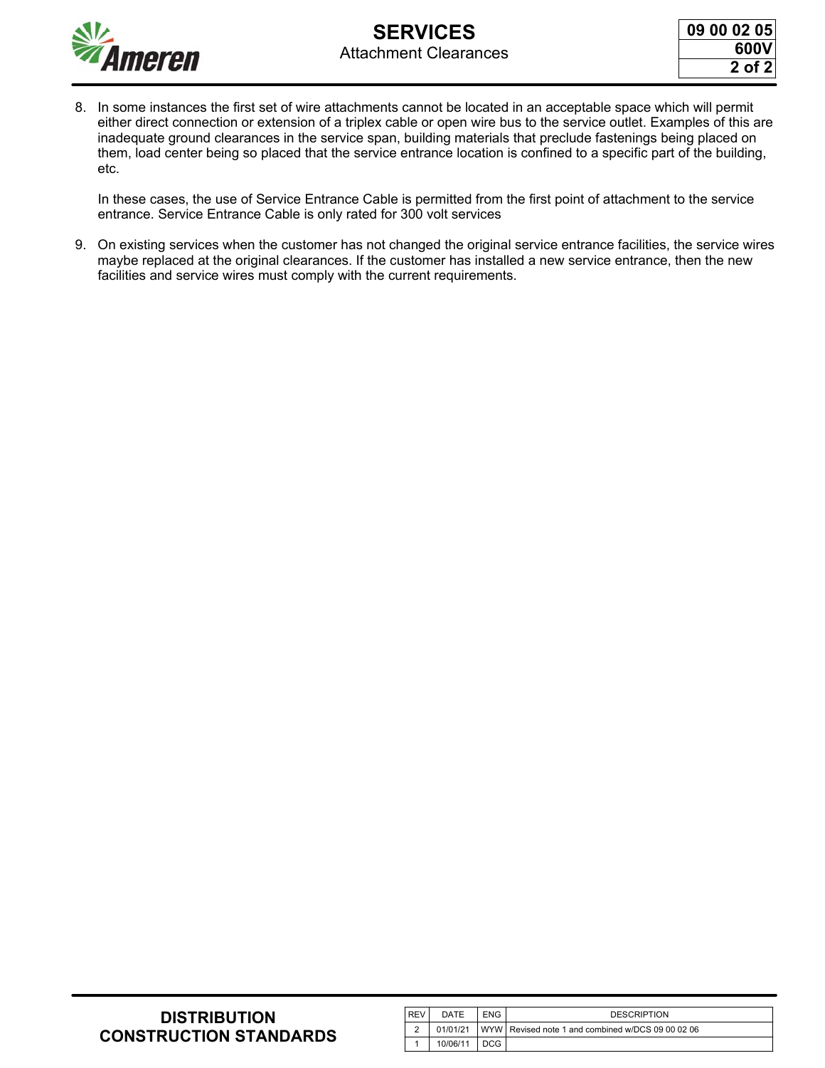8. In some instances the first set of wire attachments cannot be located in an acceptable space which will permit either direct connection or extension of a triplex cable or open wire bus to the service outlet. Examples of this are inadequate ground clearances in the service span, building materials that preclude fastenings being placed on them, load center being so placed that the service entrance location is confined to a specific part of the building, etc.

   In these cases, the use of Service Entrance Cable is permitted from the first point of attachment to the service entrance. Service Entrance Cable is only rated for 300 volt services

9. On existing services when the customer has not changed the original service entrance facilities, the service wires maybe replaced at the original clearances. If the customer has installed a new service entrance, then the new facilities and service wires must comply with the current requirements.

| REV | DATE | ENG | DESCRIPTION |
|---|---|---|---|
| 2 | 01/01/21 | WYW | Revised note 1 and combined w/DCS 09 00 02 06 |
| 1 | 10/06/11 | DCG | |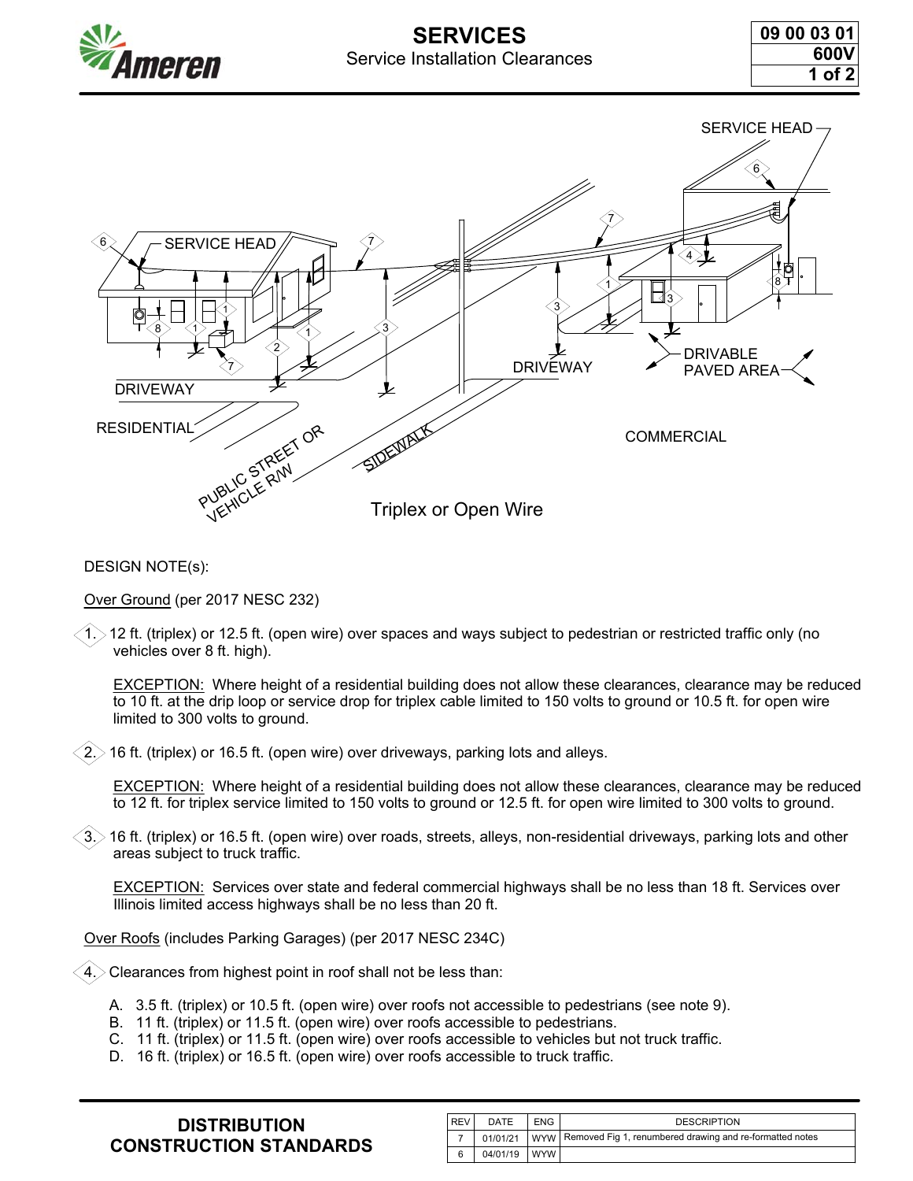# SERVICES

Service Installation Clearances

| 09 00 03 01 |
| --- |
| 600V |

Triplex or Open Wire

DESIGN NOTE(s):

Over Ground (per 2017 NESC 232)

1. 12 ft. (triplex) or 12.5 ft. (open wire) over spaces and ways subject to pedestrian or restricted traffic only (no vehicles over 8 ft. high).

   EXCEPTION: Where height of a residential building does not allow these clearances, clearance may be reduced to 10 ft. at the drip loop or service drop for triplex cable limited to 150 volts to ground or 10.5 ft. for open wire limited to 300 volts to ground.

2. 16 ft. (triplex) or 16.5 ft. (open wire) over driveways, parking lots and alleys.

   EXCEPTION: Where height of a residential building does not allow these clearances, clearance may be reduced to 12 ft. for triplex service limited to 150 volts to ground or 12.5 ft. for open wire limited to 300 volts to ground.

3. 16 ft. (triplex) or 16.5 ft. (open wire) over roads, streets, alleys, non-residential driveways, parking lots and other areas subject to truck traffic.

   EXCEPTION: Services over state and federal commercial highways shall be no less than 18 ft. Services over Illinois limited access highways shall be no less than 20 ft.

Over Roofs (includes Parking Garages) (per 2017 NESC 234C)

4. Clearances from highest point in roof shall not be less than:

   A. 3.5 ft. (triplex) or 10.5 ft. (open wire) over roofs not accessible to pedestrians (see note 9).
   B. 11 ft. (triplex) or 11.5 ft. (open wire) over roofs accessible to pedestrians.
   C. 11 ft. (triplex) or 11.5 ft. (open wire) over roofs accessible to vehicles but not truck traffic.
   D. 16 ft. (triplex) or 16.5 ft. (open wire) over roofs accessible to truck traffic.

**DISTRIBUTION CONSTRUCTION STANDARDS**

| REV | DATE | ENG | DESCRIPTION |
| --- | --- | --- | --- |
| 7 | 01/01/21 | WYW | Removed Fig 1, renumbered drawing and re-formatted notes |
| 6 | 04/01/19 | WYW | |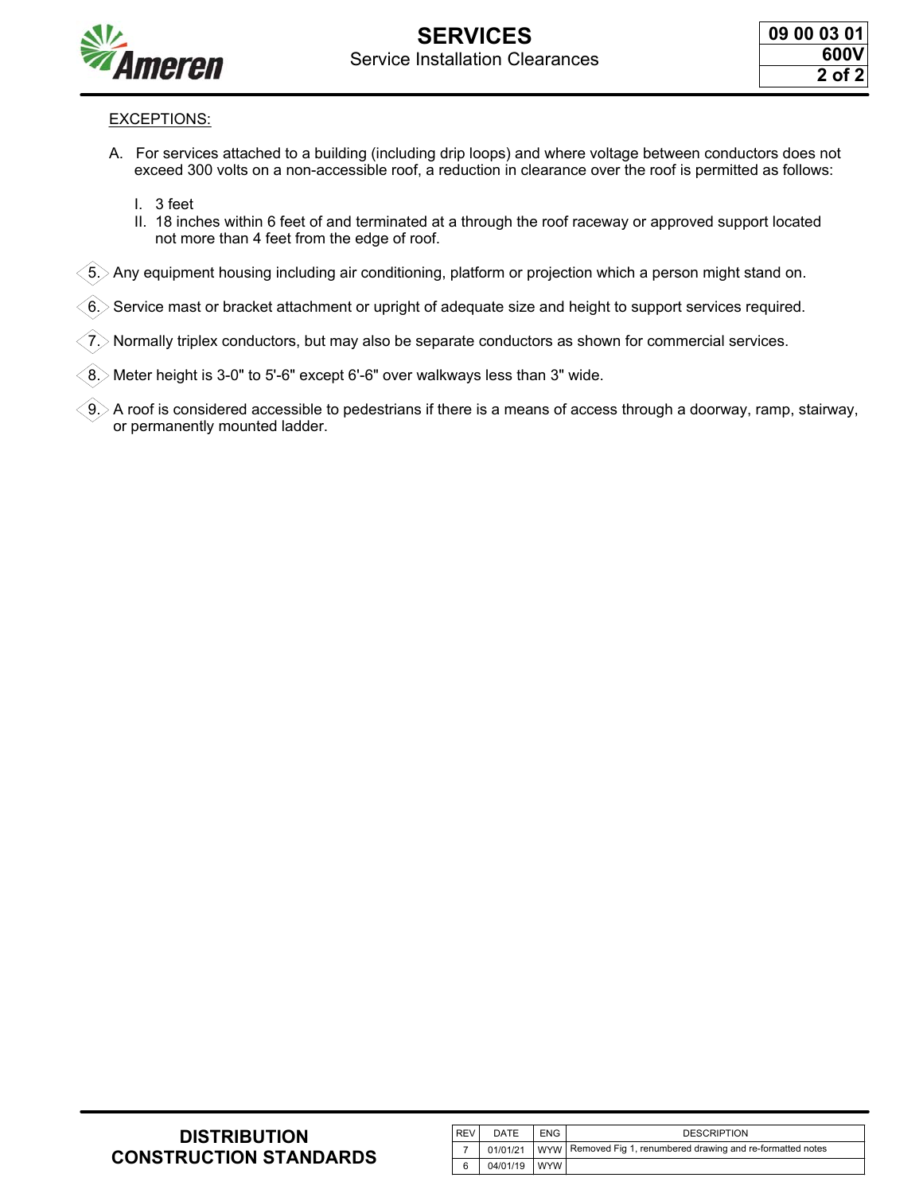EXCEPTIONS:

A. For services attached to a building (including drip loops) and where voltage between conductors does not exceed 300 volts on a non-accessible roof, a reduction in clearance over the roof is permitted as follows:

   I. 3 feet
   II. 18 inches within 6 feet of and terminated at a through the roof raceway or approved support located not more than 4 feet from the edge of roof.

5. Any equipment housing including air conditioning, platform or projection which a person might stand on.

6. Service mast or bracket attachment or upright of adequate size and height to support services required.

7. Normally triplex conductors, but may also be separate conductors as shown for commercial services.

8. Meter height is 3-0" to 5'-6" except 6'-6" over walkways less than 3" wide.

9. A roof is considered accessible to pedestrians if there is a means of access through a doorway, ramp, stairway, or permanently mounted ladder.

| REV | DATE | ENG | DESCRIPTION |
|---|---|---|---|
| 7 | 01/01/21 | WYW | Removed Fig 1, renumbered drawing and re-formatted notes |
| 6 | 04/01/19 | WYW | |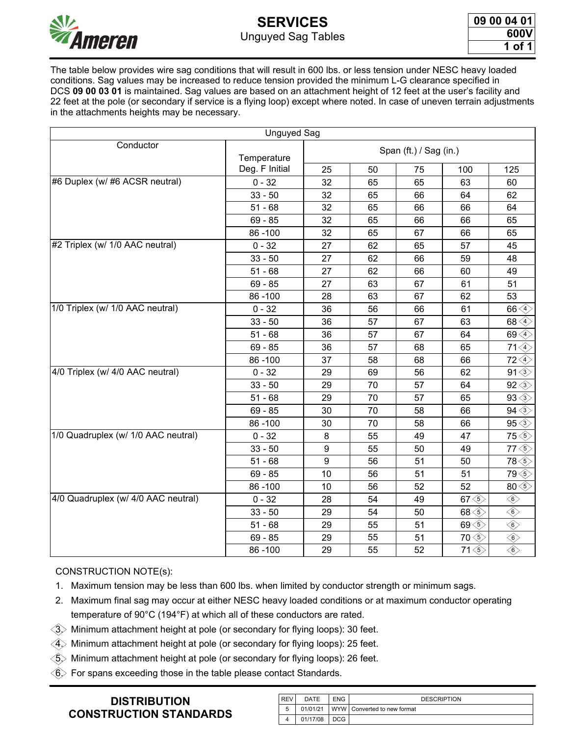# SERVICES

## Unguyed Sag Tables

**09 00 04 01**
**600V**

The table below provides wire sag conditions that will result in 600 lbs. or less tension under NESC heavy loaded conditions. Sag values may be increased to reduce tension provided the minimum L-G clearance specified in DCS **09 00 03 01** is maintained. Sag values are based on an attachment height of 12 feet at the user's facility and 22 feet at the pole (or secondary if service is a flying loop) except where noted. In case of uneven terrain adjustments in the attachments heights may be necessary.

| Unguyed Sag | | | | | | |
|---|---|---|---|---|---|---|
| Conductor | Temperature Deg. F Initial | Span (ft.) / Sag (in.) | | | | |
| | | 25 | 50 | 75 | 100 | 125 |
| #6 Duplex (w/ #6 ACSR neutral) | 0 - 32 | 32 | 65 | 65 | 63 | 60 |
| | 33 - 50 | 32 | 65 | 66 | 64 | 62 |
| | 51 - 68 | 32 | 65 | 66 | 66 | 64 |
| | 69 - 85 | 32 | 65 | 66 | 66 | 65 |
| | 86 -100 | 32 | 65 | 67 | 66 | 65 |
| #2 Triplex (w/ 1/0 AAC neutral) | 0 - 32 | 27 | 62 | 65 | 57 | 45 |
| | 33 - 50 | 27 | 62 | 66 | 59 | 48 |
| | 51 - 68 | 27 | 62 | 66 | 60 | 49 |
| | 69 - 85 | 27 | 63 | 67 | 61 | 51 |
| | 86 -100 | 28 | 63 | 67 | 62 | 53 |
| 1/0 Triplex (w/ 1/0 AAC neutral) | 0 - 32 | 36 | 56 | 66 | 61 | 66 ⟨4⟩ |
| | 33 - 50 | 36 | 57 | 67 | 63 | 68 ⟨4⟩ |
| | 51 - 68 | 36 | 57 | 67 | 64 | 69 ⟨4⟩ |
| | 69 - 85 | 36 | 57 | 68 | 65 | 71 ⟨4⟩ |
| | 86 -100 | 37 | 58 | 68 | 66 | 72 ⟨4⟩ |
| 4/0 Triplex (w/ 4/0 AAC neutral) | 0 - 32 | 29 | 69 | 56 | 62 | 91 ⟨3⟩ |
| | 33 - 50 | 29 | 70 | 57 | 64 | 92 ⟨3⟩ |
| | 51 - 68 | 29 | 70 | 57 | 65 | 93 ⟨3⟩ |
| | 69 - 85 | 30 | 70 | 58 | 66 | 94 ⟨3⟩ |
| | 86 -100 | 30 | 70 | 58 | 66 | 95 ⟨3⟩ |
| 1/0 Quadruplex (w/ 1/0 AAC neutral) | 0 - 32 | 8 | 55 | 49 | 47 | 75 ⟨5⟩ |
| | 33 - 50 | 9 | 55 | 50 | 49 | 77 ⟨5⟩ |
| | 51 - 68 | 9 | 56 | 51 | 50 | 78 ⟨5⟩ |
| | 69 - 85 | 10 | 56 | 51 | 51 | 79 ⟨5⟩ |
| | 86 -100 | 10 | 56 | 52 | 52 | 80 ⟨5⟩ |
| 4/0 Quadruplex (w/ 4/0 AAC neutral) | 0 - 32 | 28 | 54 | 49 | 67 ⟨5⟩ | ⟨6⟩ |
| | 33 - 50 | 29 | 54 | 50 | 68 ⟨5⟩ | ⟨6⟩ |
| | 51 - 68 | 29 | 55 | 51 | 69 ⟨5⟩ | ⟨6⟩ |
| | 69 - 85 | 29 | 55 | 51 | 70 ⟨5⟩ | ⟨6⟩ |
| | 86 -100 | 29 | 55 | 52 | 71 ⟨5⟩ | ⟨6⟩ |

CONSTRUCTION NOTE(s):

1. Maximum tension may be less than 600 lbs. when limited by conductor strength or minimum sags.
2. Maximum final sag may occur at either NESC heavy loaded conditions or at maximum conductor operating temperature of 90°C (194°F) at which all of these conductors are rated.
3. ⟨3⟩ Minimum attachment height at pole (or secondary for flying loops): 30 feet.
4. ⟨4⟩ Minimum attachment height at pole (or secondary for flying loops): 25 feet.
5. ⟨5⟩ Minimum attachment height at pole (or secondary for flying loops): 26 feet.
6. ⟨6⟩ For spans exceeding those in the table please contact Standards.

**DISTRIBUTION CONSTRUCTION STANDARDS**

| REV | DATE | ENG | DESCRIPTION |
|---|---|---|---|
| 5 | 01/01/21 | WYW | Converted to new format |
| 4 | 01/17/08 | DCG | |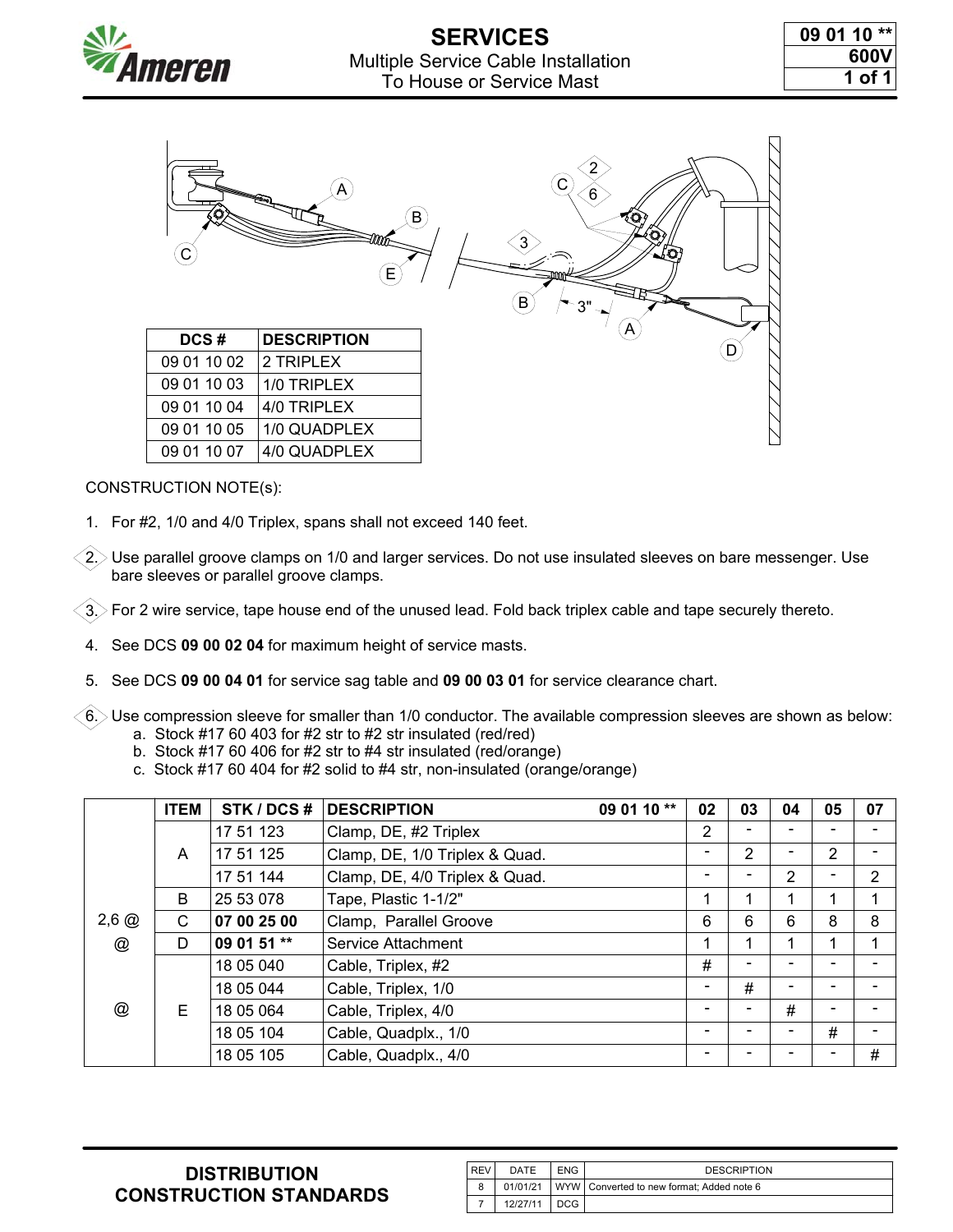# SERVICES

Multiple Service Cable Installation
To House or Service Mast

09 01 10 **
600V

| DCS # | DESCRIPTION |
|---|---|
| 09 01 10 02 | 2 TRIPLEX |
| 09 01 10 03 | 1/0 TRIPLEX |
| 09 01 10 04 | 4/0 TRIPLEX |
| 09 01 10 05 | 1/0 QUADPLEX |
| 09 01 10 07 | 4/0 QUADPLEX |

CONSTRUCTION NOTE(s):

1. For #2, 1/0 and 4/0 Triplex, spans shall not exceed 140 feet.
2. Use parallel groove clamps on 1/0 and larger services. Do not use insulated sleeves on bare messenger. Use bare sleeves or parallel groove clamps.
3. For 2 wire service, tape house end of the unused lead. Fold back triplex cable and tape securely thereto.
4. See DCS **09 00 02 04** for maximum height of service masts.
5. See DCS **09 00 04 01** for service sag table and **09 00 03 01** for service clearance chart.
6. Use compression sleeve for smaller than 1/0 conductor. The available compression sleeves are shown as below:
   a. Stock #17 60 403 for #2 str to #2 str insulated (red/red)
   b. Stock #17 60 406 for #2 str to #4 str insulated (red/orange)
   c. Stock #17 60 404 for #2 solid to #4 str, non-insulated (orange/orange)

| | ITEM | STK / DCS # | DESCRIPTION 09 01 10 ** | 02 | 03 | 04 | 05 | 07 |
|---|---|---|---|---|---|---|---|---|
| | A | 17 51 123 | Clamp, DE, #2 Triplex | 2 | - | - | - | - |
| | | 17 51 125 | Clamp, DE, 1/0 Triplex & Quad. | - | 2 | - | 2 | - |
| | | 17 51 144 | Clamp, DE, 4/0 Triplex & Quad. | - | - | 2 | - | 2 |
| | B | 25 53 078 | Tape, Plastic 1-1/2" | 1 | 1 | 1 | 1 | 1 |
| 2,6 @ | C | **07 00 25 00** | Clamp, Parallel Groove | 6 | 6 | 6 | 8 | 8 |
| @ | D | **09 01 51 \*\*** | Service Attachment | 1 | 1 | 1 | 1 | 1 |
| | E | 18 05 040 | Cable, Triplex, #2 | # | - | - | - | - |
| | | 18 05 044 | Cable, Triplex, 1/0 | - | # | - | - | - |
| @ | | 18 05 064 | Cable, Triplex, 4/0 | - | - | # | - | - |
| | | 18 05 104 | Cable, Quadplx., 1/0 | - | - | - | # | - |
| | | 18 05 105 | Cable, Quadplx., 4/0 | - | - | - | - | # |

**DISTRIBUTION CONSTRUCTION STANDARDS**

| REV | DATE | ENG | DESCRIPTION |
|---|---|---|---|
| 8 | 01/01/21 | WYW | Converted to new format; Added note 6 |
| 7 | 12/27/11 | DCG | |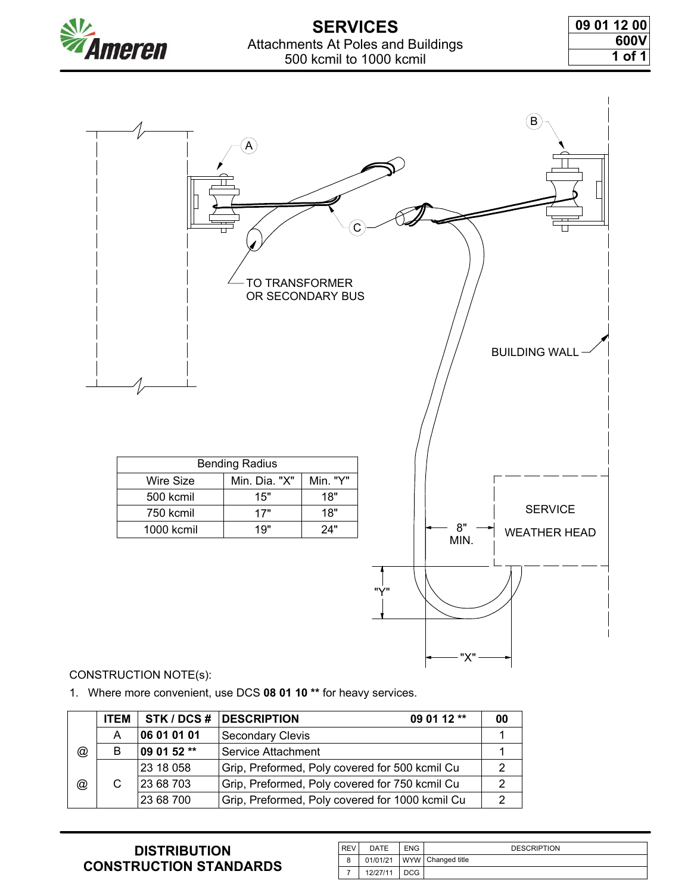# SERVICES

Attachments At Poles and Buildings
500 kcmil to 1000 kcmil

09 01 12 00
600V

A

B

C

TO TRANSFORMER OR SECONDARY BUS

BUILDING WALL

SERVICE WEATHER HEAD

8" MIN.

"Y"

"X"

| Bending Radius | | |
|---|---|---|
| Wire Size | Min. Dia. "X" | Min. "Y" |
| 500 kcmil | 15" | 18" |
| 750 kcmil | 17" | 18" |
| 1000 kcmil | 19" | 24" |

CONSTRUCTION NOTE(s):

1. Where more convenient, use DCS **08 01 10 \*\*** for heavy services.

| | ITEM | STK / DCS # | DESCRIPTION 09 01 12 ** | 00 |
|---|---|---|---|---|
| | A | **06 01 01 01** | Secondary Clevis | 1 |
| @ | B | **09 01 52 \*\*** | Service Attachment | 1 |
| @ | C | 23 18 058 | Grip, Preformed, Poly covered for 500 kcmil Cu | 2 |
| | | 23 68 703 | Grip, Preformed, Poly covered for 750 kcmil Cu | 2 |
| | | 23 68 700 | Grip, Preformed, Poly covered for 1000 kcmil Cu | 2 |

**DISTRIBUTION CONSTRUCTION STANDARDS**

| REV | DATE | ENG | DESCRIPTION |
|---|---|---|---|
| 8 | 01/01/21 | WYW | Changed title |
| 7 | 12/27/11 | DCG | |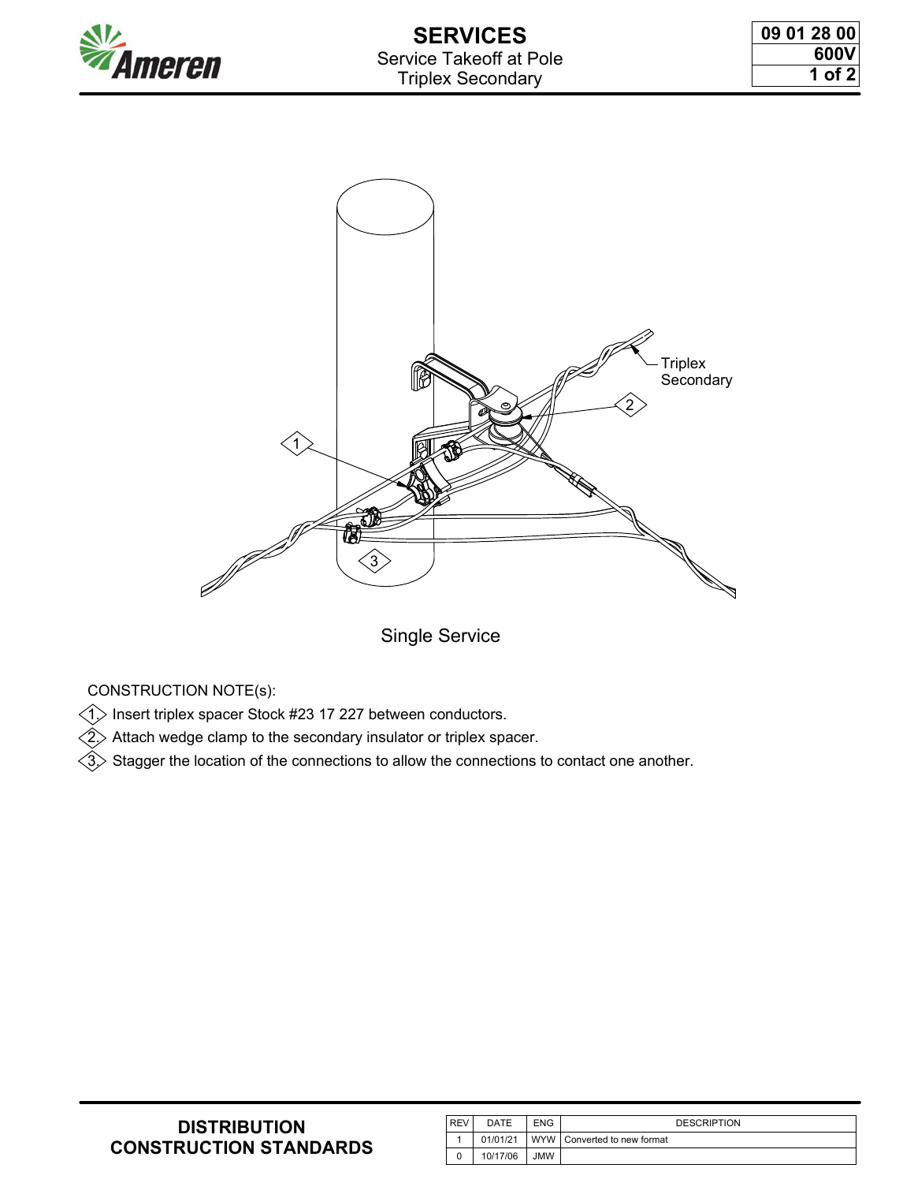# SERVICES

Service Takeoff at Pole

Triplex Secondary

| 09 01 28 00 |
| --- |
| 600V |

Triplex Secondary

Single Service

CONSTRUCTION NOTE(s):

1. Insert triplex spacer Stock #23 17 227 between conductors.
2. Attach wedge clamp to the secondary insulator or triplex spacer.
3. Stagger the location of the connections to allow the connections to contact one another.

**DISTRIBUTION CONSTRUCTION STANDARDS**

| REV | DATE | ENG | DESCRIPTION |
| --- | --- | --- | --- |
| 1 | 01/01/21 | WYW | Converted to new format |
| 0 | 10/17/06 | JMW | |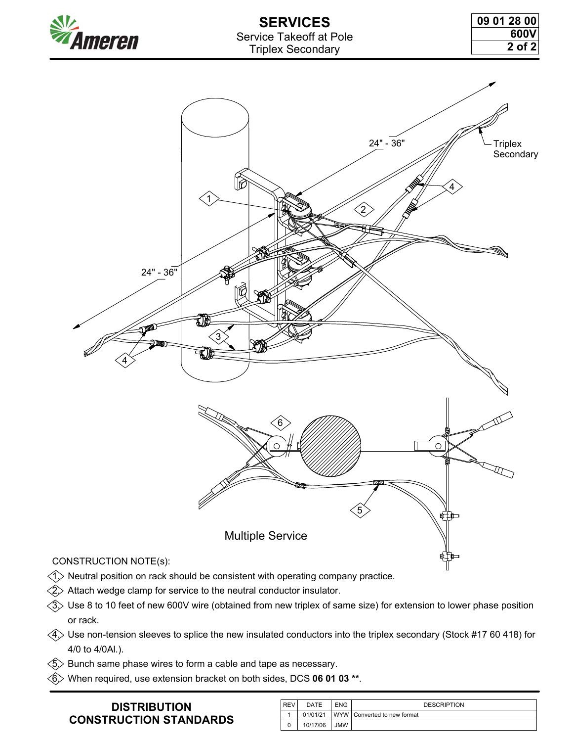# SERVICES

## Service Takeoff at Pole
## Triplex Secondary

09 01 28 00
600V

24" - 36"

Triplex Secondary

24" - 36"

Multiple Service

CONSTRUCTION NOTE(s):

1. Neutral position on rack should be consistent with operating company practice.
2. Attach wedge clamp for service to the neutral conductor insulator.
3. Use 8 to 10 feet of new 600V wire (obtained from new triplex of same size) for extension to lower phase position or rack.
4. Use non-tension sleeves to splice the new insulated conductors into the triplex secondary (Stock #17 60 418) for 4/0 to 4/0Al.).
5. Bunch same phase wires to form a cable and tape as necessary.
6. When required, use extension bracket on both sides, DCS **06 01 03 \*\***.

**DISTRIBUTION CONSTRUCTION STANDARDS**

| REV | DATE | ENG | DESCRIPTION |
|---|---|---|---|
| 1 | 01/01/21 | WYW | Converted to new format |
| 0 | 10/17/06 | JMW | |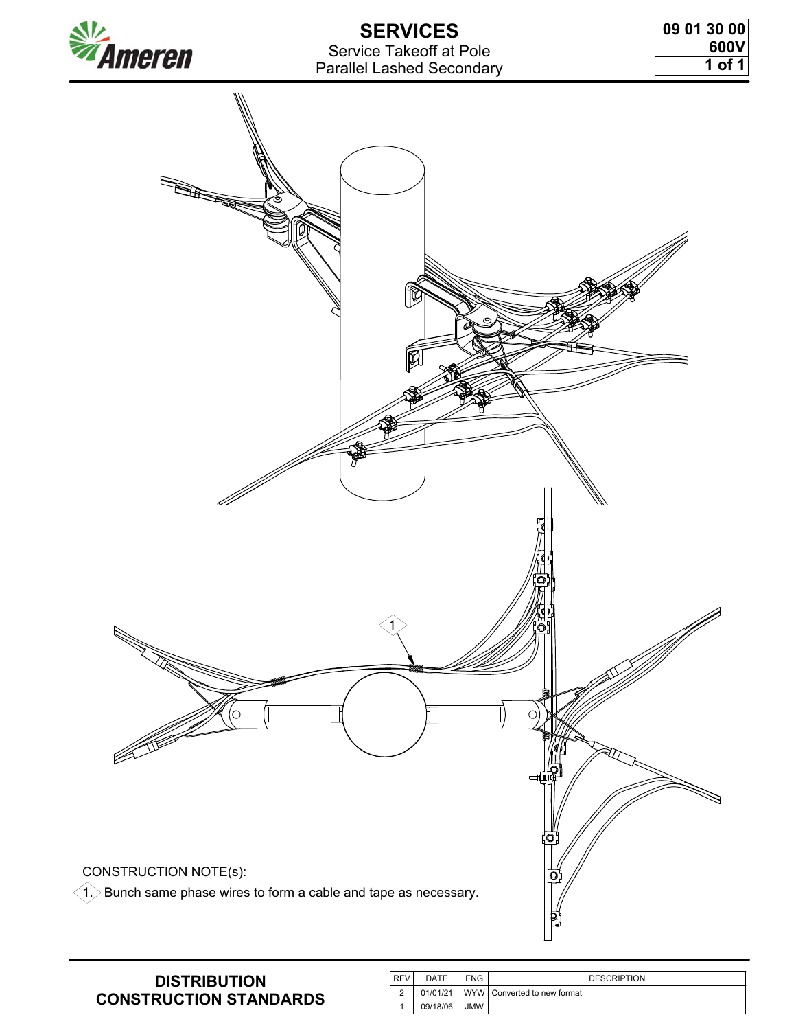# SERVICES

Service Takeoff at Pole
Parallel Lashed Secondary

09 01 30 00
600V

1

CONSTRUCTION NOTE(s):

1. Bunch same phase wires to form a cable and tape as necessary.

**DISTRIBUTION CONSTRUCTION STANDARDS**

| REV | DATE | ENG | DESCRIPTION |
| --- | --- | --- | --- |
| 2 | 01/01/21 | WYW | Converted to new format |
| 1 | 09/18/06 | JMW | |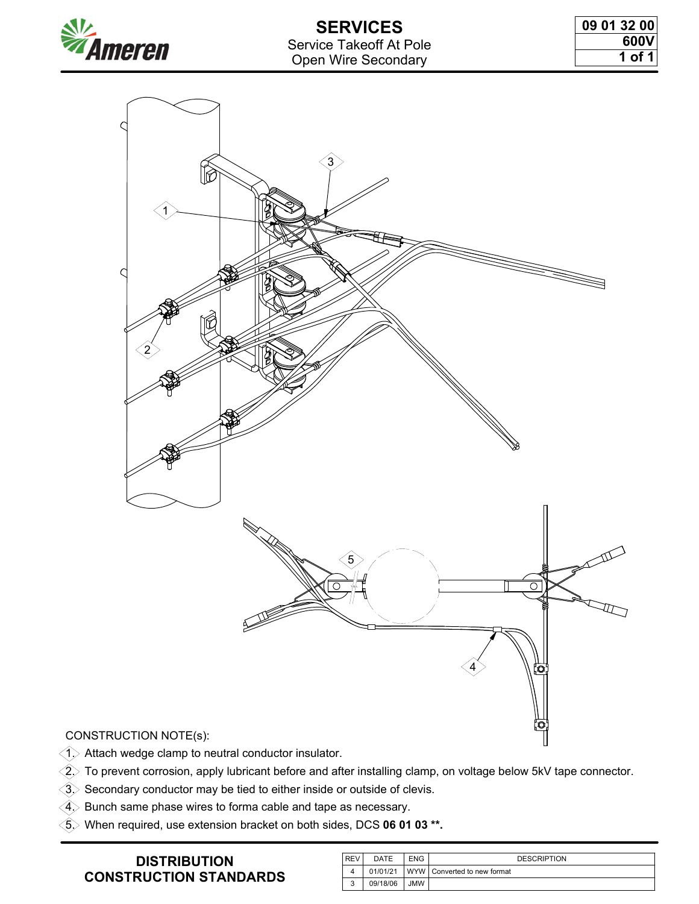# SERVICES

Service Takeoff At Pole
Open Wire Secondary

09 01 32 00
600V

CONSTRUCTION NOTE(s):

1. Attach wedge clamp to neutral conductor insulator.
2. To prevent corrosion, apply lubricant before and after installing clamp, on voltage below 5kV tape connector.
3. Secondary conductor may be tied to either inside or outside of clevis.
4. Bunch same phase wires to forma cable and tape as necessary.
5. When required, use extension bracket on both sides, DCS **06 01 03 \*\*.**

**DISTRIBUTION CONSTRUCTION STANDARDS**

| REV | DATE | ENG | DESCRIPTION |
|---|---|---|---|
| 4 | 01/01/21 | WYW | Converted to new format |
| 3 | 09/18/06 | JMW | |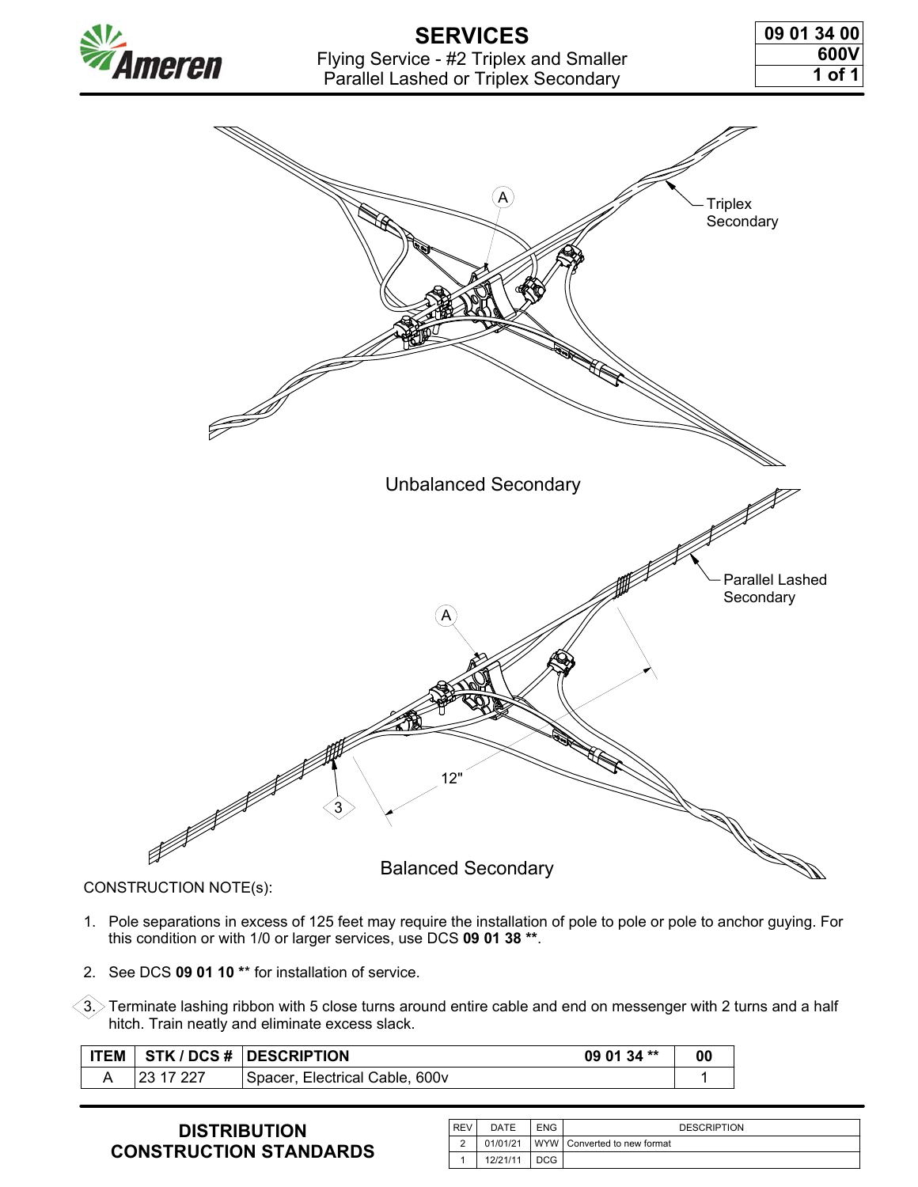# SERVICES

Flying Service - #2 Triplex and Smaller
Parallel Lashed or Triplex Secondary

09 01 34 00
600V

Unbalanced Secondary

Balanced Secondary

CONSTRUCTION NOTE(s):

1. Pole separations in excess of 125 feet may require the installation of pole to pole or pole to anchor guying. For this condition or with 1/0 or larger services, use DCS **09 01 38 \*\***.

2. See DCS **09 01 10 \*\*** for installation of service.

3. Terminate lashing ribbon with 5 close turns around entire cable and end on messenger with 2 turns and a half hitch. Train neatly and eliminate excess slack.

| ITEM | STK / DCS # | DESCRIPTION 09 01 34 ** | 00 |
|---|---|---|---|
| A | 23 17 227 | Spacer, Electrical Cable, 600v | 1 |

**DISTRIBUTION CONSTRUCTION STANDARDS**

| REV | DATE | ENG | DESCRIPTION |
|---|---|---|---|
| 2 | 01/01/21 | WYW | Converted to new format |
| 1 | 12/21/11 | DCG | |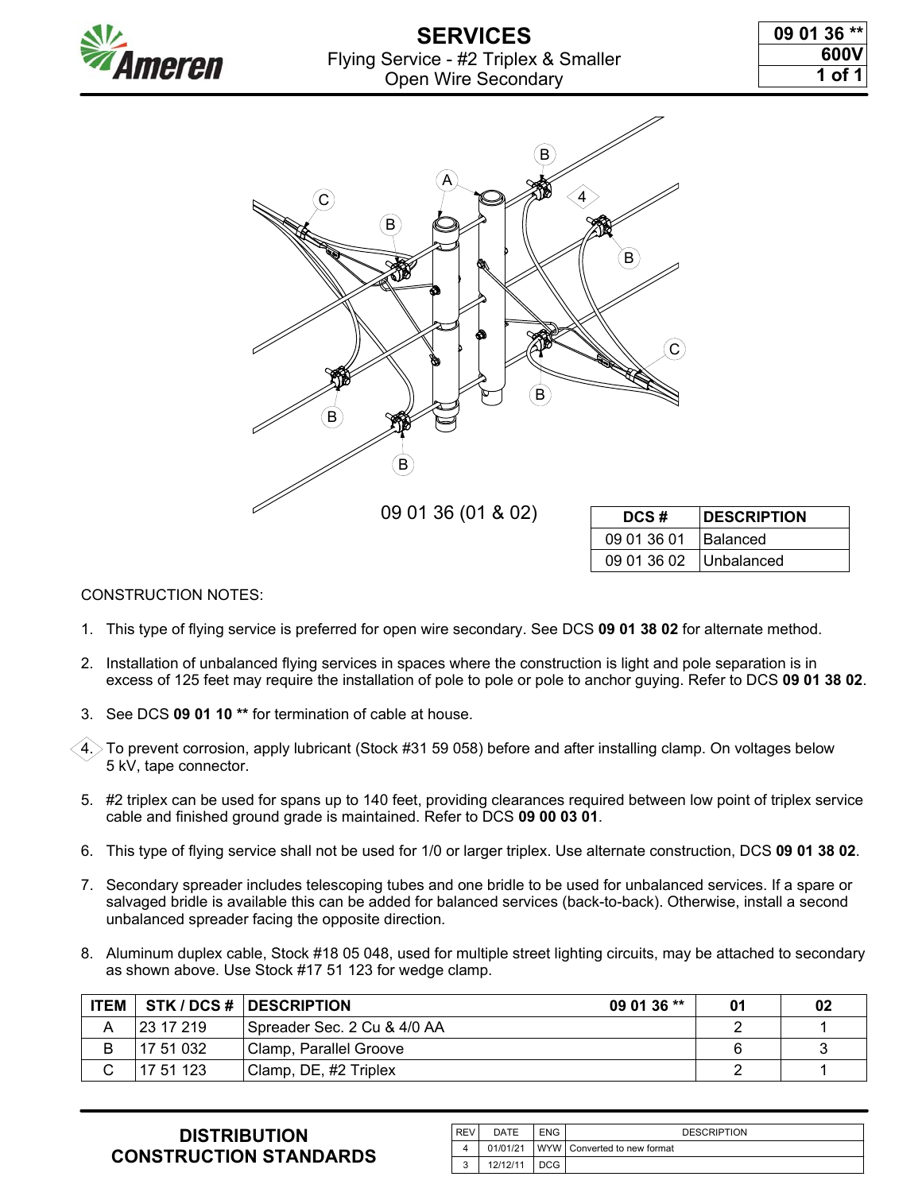# SERVICES

## Flying Service - #2 Triplex & Smaller Open Wire Secondary

09 01 36 ** | 600V

09 01 36 (01 & 02)

| DCS # | DESCRIPTION |
|---|---|
| 09 01 36 01 | Balanced |
| 09 01 36 02 | Unbalanced |

CONSTRUCTION NOTES:

1. This type of flying service is preferred for open wire secondary. See DCS **09 01 38 02** for alternate method.
2. Installation of unbalanced flying services in spaces where the construction is light and pole separation is in excess of 125 feet may require the installation of pole to pole or pole to anchor guying. Refer to DCS **09 01 38 02**.
3. See DCS **09 01 10 **** for termination of cable at house.
4. To prevent corrosion, apply lubricant (Stock #31 59 058) before and after installing clamp. On voltages below 5 kV, tape connector.
5. #2 triplex can be used for spans up to 140 feet, providing clearances required between low point of triplex service cable and finished ground grade is maintained. Refer to DCS **09 00 03 01**.
6. This type of flying service shall not be used for 1/0 or larger triplex. Use alternate construction, DCS **09 01 38 02**.
7. Secondary spreader includes telescoping tubes and one bridle to be used for unbalanced services. If a spare or salvaged bridle is available this can be added for balanced services (back-to-back). Otherwise, install a second unbalanced spreader facing the opposite direction.
8. Aluminum duplex cable, Stock #18 05 048, used for multiple street lighting circuits, may be attached to secondary as shown above. Use Stock #17 51 123 for wedge clamp.

| ITEM | STK / DCS # | DESCRIPTION 09 01 36 ** | 01 | 02 |
|---|---|---|---|---|
| A | 23 17 219 | Spreader Sec. 2 Cu & 4/0 AA | 2 | 1 |
| B | 17 51 032 | Clamp, Parallel Groove | 6 | 3 |
| C | 17 51 123 | Clamp, DE, #2 Triplex | 2 | 1 |

**DISTRIBUTION CONSTRUCTION STANDARDS**

| REV | DATE | ENG | DESCRIPTION |
|---|---|---|---|
| 4 | 01/01/21 | WYW | Converted to new format |
| 3 | 12/12/11 | DCG | |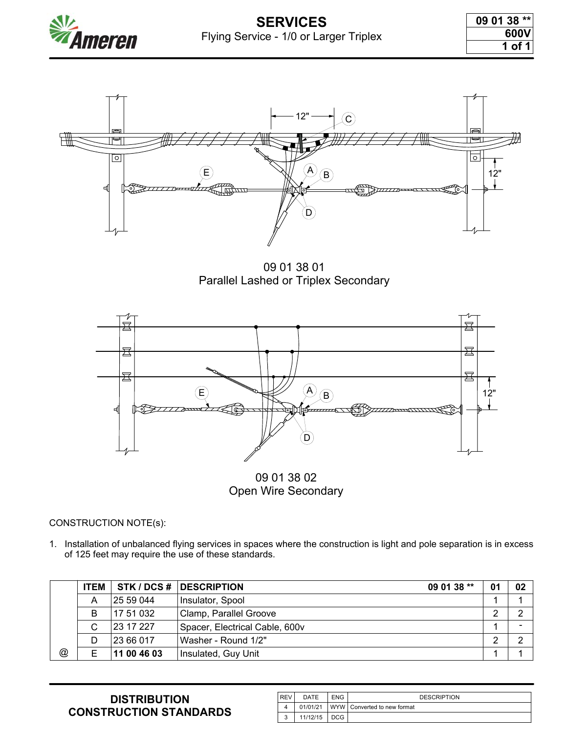# SERVICES

Flying Service - 1/0 or Larger Triplex

09 01 38 **
600V

09 01 38 01
Parallel Lashed or Triplex Secondary

09 01 38 02
Open Wire Secondary

CONSTRUCTION NOTE(s):

1. Installation of unbalanced flying services in spaces where the construction is light and pole separation is in excess of 125 feet may require the use of these standards.

| | ITEM | STK / DCS # | DESCRIPTION 09 01 38 ** | 01 | 02 |
|---|---|---|---|---|---|
| | A | 25 59 044 | Insulator, Spool | 1 | 1 |
| | B | 17 51 032 | Clamp, Parallel Groove | 2 | 2 |
| | C | 23 17 227 | Spacer, Electrical Cable, 600v | 1 | - |
| | D | 23 66 017 | Washer - Round 1/2" | 2 | 2 |
| @ | E | **11 00 46 03** | Insulated, Guy Unit | 1 | 1 |

**DISTRIBUTION CONSTRUCTION STANDARDS**

| REV | DATE | ENG | DESCRIPTION |
|---|---|---|---|
| 4 | 01/01/21 | WYW | Converted to new format |
| 3 | 11/12/15 | DCG | |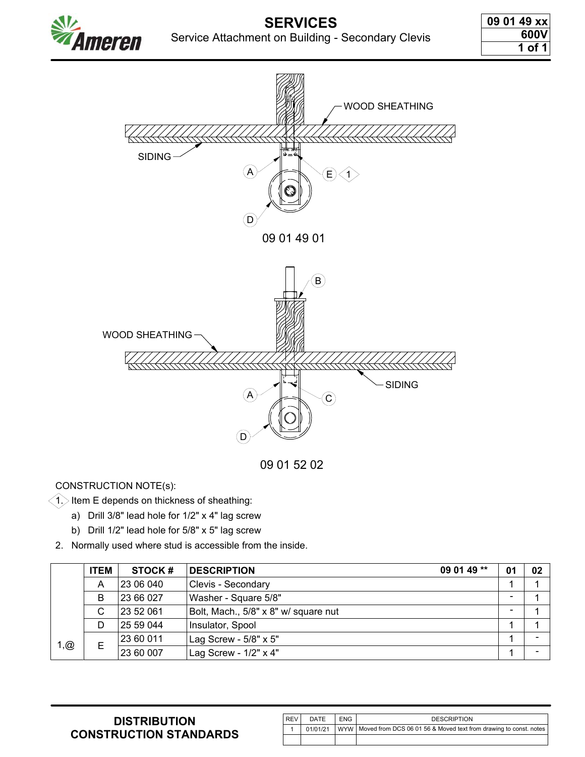# SERVICES

## Service Attachment on Building - Secondary Clevis

09 01 49 xx
600V

WOOD SHEATHING

SIDING

A

E 1

D

09 01 49 01

B

WOOD SHEATHING

SIDING

A

C

D

09 01 52 02

CONSTRUCTION NOTE(s):

1. Item E depends on thickness of sheathing:
   a) Drill 3/8" lead hole for 1/2" x 4" lag screw
   b) Drill 1/2" lead hole for 5/8" x 5" lag screw
2. Normally used where stud is accessible from the inside.

| | ITEM | STOCK # | DESCRIPTION 09 01 49 ** | 01 | 02 |
|---|---|---|---|---|---|
| | A | 23 06 040 | Clevis - Secondary | 1 | 1 |
| | B | 23 66 027 | Washer - Square 5/8" | - | 1 |
| | C | 23 52 061 | Bolt, Mach., 5/8" x 8" w/ square nut | - | 1 |
| | D | 25 59 044 | Insulator, Spool | 1 | 1 |
| 1,@ | E | 23 60 011 | Lag Screw - 5/8" x 5" | 1 | - |
| | | 23 60 007 | Lag Screw - 1/2" x 4" | 1 | - |

**DISTRIBUTION CONSTRUCTION STANDARDS**

| REV | DATE | ENG | DESCRIPTION |
|---|---|---|---|
| 1 | 01/01/21 | WYW | Moved from DCS 06 01 56 & Moved text from drawing to const. notes |
| | | | |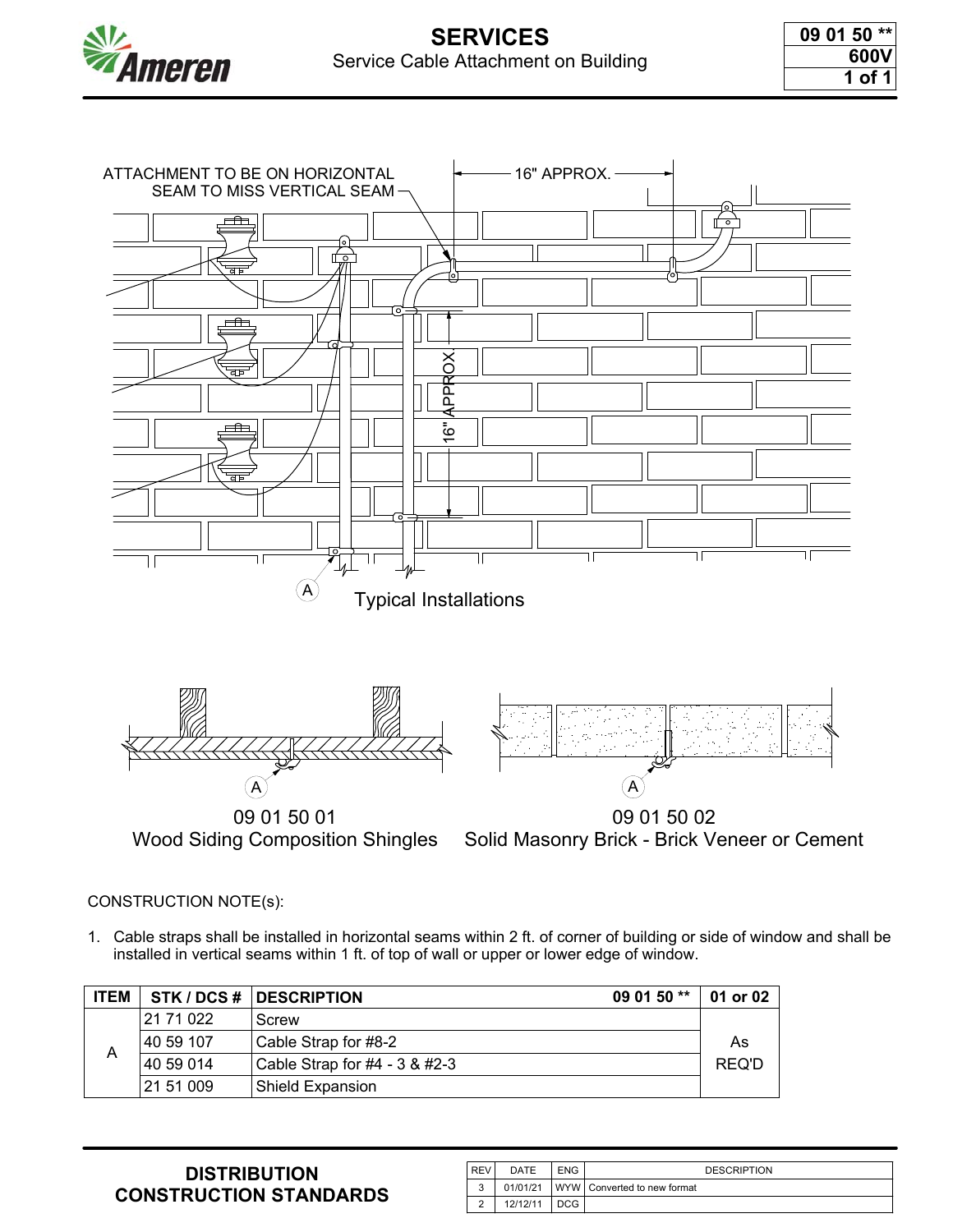# SERVICES

Service Cable Attachment on Building

09 01 50 **
600V

ATTACHMENT TO BE ON HORIZONTAL SEAM TO MISS VERTICAL SEAM

16" APPROX.

16" APPROX.

A

Typical Installations

A

09 01 50 01
Wood Siding Composition Shingles

A

09 01 50 02
Solid Masonry Brick - Brick Veneer or Cement

CONSTRUCTION NOTE(s):

1. Cable straps shall be installed in horizontal seams within 2 ft. of corner of building or side of window and shall be installed in vertical seams within 1 ft. of top of wall or upper or lower edge of window.

| ITEM | STK / DCS # | DESCRIPTION 09 01 50 ** | 01 or 02 |
|---|---|---|---|
| A | 21 71 022 | Screw | As REQ'D |
| | 40 59 107 | Cable Strap for #8-2 | |
| | 40 59 014 | Cable Strap for #4 - 3 & #2-3 | |
| | 21 51 009 | Shield Expansion | |

**DISTRIBUTION CONSTRUCTION STANDARDS**

| REV | DATE | ENG | DESCRIPTION |
|---|---|---|---|
| 3 | 01/01/21 | WYW | Converted to new format |
| 2 | 12/12/11 | DCG | |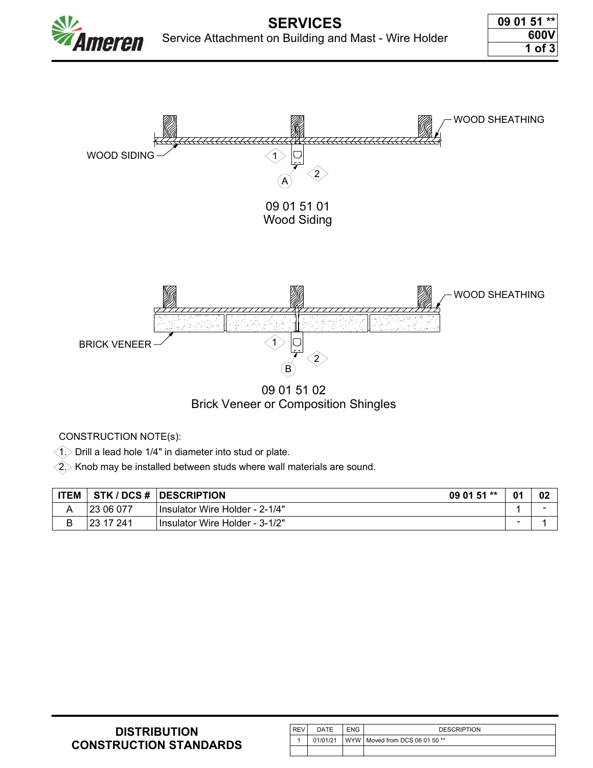# SERVICES

Service Attachment on Building and Mast - Wire Holder

09 01 51 **
600V

WOOD SHEATHING

WOOD SIDING

09 01 51 01
Wood Siding

WOOD SHEATHING

BRICK VENEER

09 01 51 02
Brick Veneer or Composition Shingles

CONSTRUCTION NOTE(s):

1. Drill a lead hole 1/4" in diameter into stud or plate.
2. Knob may be installed between studs where wall materials are sound.

| ITEM | STK / DCS # | DESCRIPTION 09 01 51 ** | 01 | 02 |
|---|---|---|---|---|
| A | 23 06 077 | Insulator Wire Holder - 2-1/4" | 1 | - |
| B | 23 17 241 | Insulator Wire Holder - 3-1/2" | - | 1 |

**DISTRIBUTION CONSTRUCTION STANDARDS**

| REV | DATE | ENG | DESCRIPTION |
|---|---|---|---|
| 1 | 01/01/21 | WYW | Moved from DCS 06 01 50 ** |
| | | | |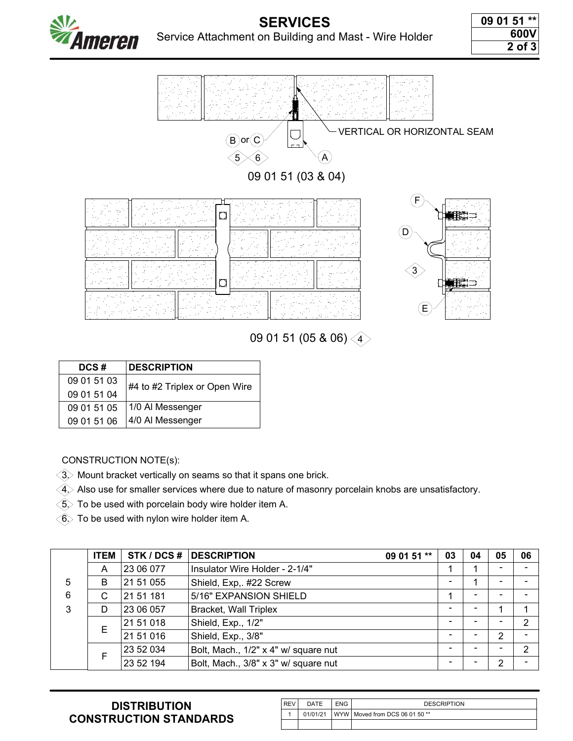# SERVICES

## Service Attachment on Building and Mast - Wire Holder

09 01 51 **
600V

VERTICAL OR HORIZONTAL SEAM

B or C

5 6

A

09 01 51 (03 & 04)

F

D

3

E

09 01 51 (05 & 06) 4

| DCS # | DESCRIPTION |
|---|---|
| 09 01 51 03 | #4 to #2 Triplex or Open Wire |
| 09 01 51 04 | |
| 09 01 51 05 | 1/0 Al Messenger |
| 09 01 51 06 | 4/0 Al Messenger |

CONSTRUCTION NOTE(s):

3. Mount bracket vertically on seams so that it spans one brick.
4. Also use for smaller services where due to nature of masonry porcelain knobs are unsatisfactory.
5. To be used with porcelain body wire holder item A.
6. To be used with nylon wire holder item A.

| | ITEM | STK / DCS # | DESCRIPTION 09 01 51 ** | 03 | 04 | 05 | 06 |
|---|---|---|---|---|---|---|---|
| | A | 23 06 077 | Insulator Wire Holder - 2-1/4" | 1 | 1 | - | - |
| 5 | B | 21 51 055 | Shield, Exp,. #22 Screw | - | 1 | - | - |
| 6 | C | 21 51 181 | 5/16" EXPANSION SHIELD | 1 | - | - | - |
| 3 | D | 23 06 057 | Bracket, Wall Triplex | - | - | 1 | 1 |
| | E | 21 51 018 | Shield, Exp., 1/2" | - | - | - | 2 |
| | | 21 51 016 | Shield, Exp., 3/8" | - | - | 2 | - |
| | F | 23 52 034 | Bolt, Mach., 1/2" x 4" w/ square nut | - | - | - | 2 |
| | | 23 52 194 | Bolt, Mach., 3/8" x 3" w/ square nut | - | - | 2 | - |

**DISTRIBUTION CONSTRUCTION STANDARDS**

| REV | DATE | ENG | DESCRIPTION |
|---|---|---|---|
| 1 | 01/01/21 | WYW | Moved from DCS 06 01 50 ** |
| | | | |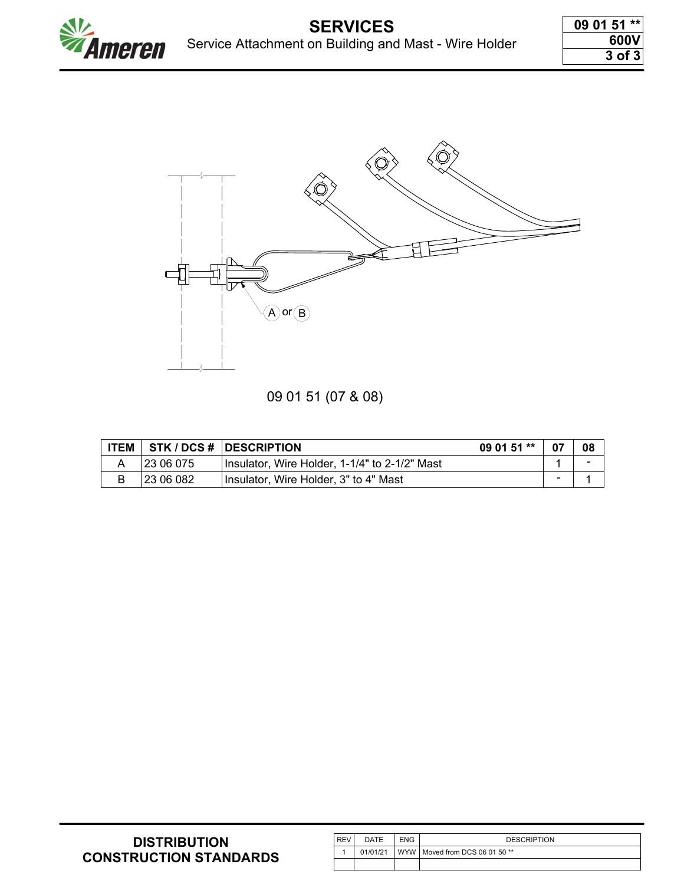# SERVICES

## Service Attachment on Building and Mast - Wire Holder

09 01 51 **
600V

A or B

09 01 51 (07 & 08)

| ITEM | STK / DCS # | DESCRIPTION 09 01 51 ** | 07 | 08 |
|---|---|---|---|---|
| A | 23 06 075 | Insulator, Wire Holder, 1-1/4" to 2-1/2" Mast | 1 | - |
| B | 23 06 082 | Insulator, Wire Holder, 3" to 4" Mast | - | 1 |

**DISTRIBUTION CONSTRUCTION STANDARDS**

| REV | DATE | ENG | DESCRIPTION |
|---|---|---|---|
| 1 | 01/01/21 | WYW | Moved from DCS 06 01 50 ** |
| | | | |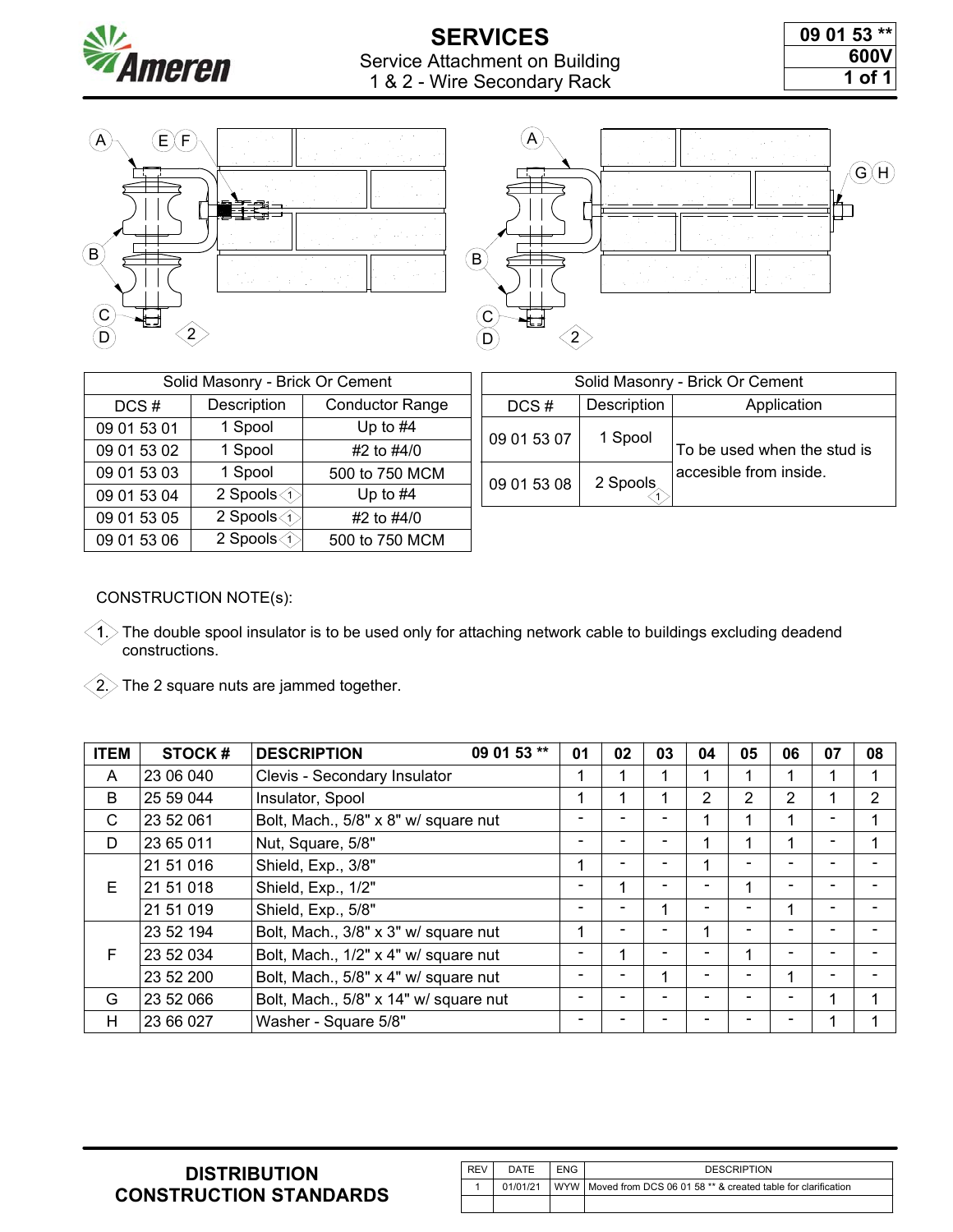# SERVICES

Service Attachment on Building
1 & 2 - Wire Secondary Rack

09 01 53 **
600V

| Solid Masonry - Brick Or Cement | | |
|---|---|---|
| DCS # | Description | Conductor Range |
| 09 01 53 01 | 1 Spool | Up to #4 |
| 09 01 53 02 | 1 Spool | #2 to #4/0 |
| 09 01 53 03 | 1 Spool | 500 to 750 MCM |
| 09 01 53 04 | 2 Spools ⟨1⟩ | Up to #4 |
| 09 01 53 05 | 2 Spools ⟨1⟩ | #2 to #4/0 |
| 09 01 53 06 | 2 Spools ⟨1⟩ | 500 to 750 MCM |

| Solid Masonry - Brick Or Cement | | |
|---|---|---|
| DCS # | Description | Application |
| 09 01 53 07 | 1 Spool | To be used when the stud is accesible from inside. |
| 09 01 53 08 | 2 Spools ⟨1⟩ | To be used when the stud is accesible from inside. |

CONSTRUCTION NOTE(s):

⟨1.⟩ The double spool insulator is to be used only for attaching network cable to buildings excluding deadend constructions.

⟨2.⟩ The 2 square nuts are jammed together.

| ITEM | STOCK # | DESCRIPTION 09 01 53 ** | 01 | 02 | 03 | 04 | 05 | 06 | 07 | 08 |
|---|---|---|---|---|---|---|---|---|---|---|
| A | 23 06 040 | Clevis - Secondary Insulator | 1 | 1 | 1 | 1 | 1 | 1 | 1 | 1 |
| B | 25 59 044 | Insulator, Spool | 1 | 1 | 1 | 2 | 2 | 2 | 1 | 2 |
| C | 23 52 061 | Bolt, Mach., 5/8" x 8" w/ square nut | - | - | - | 1 | 1 | 1 | - | 1 |
| D | 23 65 011 | Nut, Square, 5/8" | - | - | - | 1 | 1 | 1 | - | 1 |
| E | 21 51 016 | Shield, Exp., 3/8" | 1 | - | - | 1 | - | - | - | - |
| | 21 51 018 | Shield, Exp., 1/2" | - | 1 | - | - | 1 | - | - | - |
| | 21 51 019 | Shield, Exp., 5/8" | - | - | 1 | - | - | 1 | - | - |
| F | 23 52 194 | Bolt, Mach., 3/8" x 3" w/ square nut | 1 | - | - | 1 | - | - | - | - |
| | 23 52 034 | Bolt, Mach., 1/2" x 4" w/ square nut | - | 1 | - | - | 1 | - | - | - |
| | 23 52 200 | Bolt, Mach., 5/8" x 4" w/ square nut | - | - | 1 | - | - | 1 | - | - |
| G | 23 52 066 | Bolt, Mach., 5/8" x 14" w/ square nut | - | - | - | - | - | - | 1 | 1 |
| H | 23 66 027 | Washer - Square 5/8" | - | - | - | - | - | - | 1 | 1 |

**DISTRIBUTION CONSTRUCTION STANDARDS**

| REV | DATE | ENG | DESCRIPTION |
|---|---|---|---|
| 1 | 01/01/21 | WYW | Moved from DCS 06 01 58 ** & created table for clarification |
| | | | |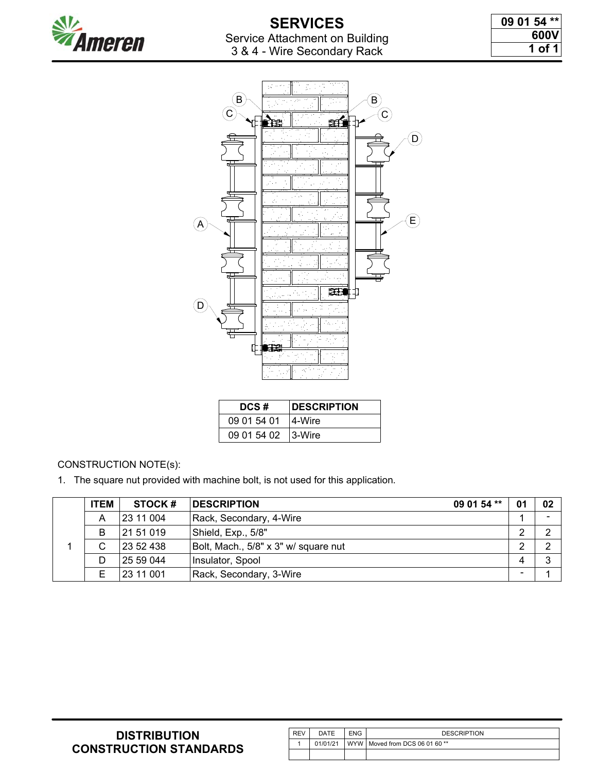# SERVICES

Service Attachment on Building
3 & 4 - Wire Secondary Rack

09 01 54 **
600V

| DCS # | DESCRIPTION |
|---|---|
| 09 01 54 01 | 4-Wire |
| 09 01 54 02 | 3-Wire |

CONSTRUCTION NOTE(s):

1. The square nut provided with machine bolt, is not used for this application.

| | ITEM | STOCK # | DESCRIPTION 09 01 54 ** | 01 | 02 |
|---|---|---|---|---|---|
| 1 | A | 23 11 004 | Rack, Secondary, 4-Wire | 1 | - |
| | B | 21 51 019 | Shield, Exp., 5/8" | 2 | 2 |
| | C | 23 52 438 | Bolt, Mach., 5/8" x 3" w/ square nut | 2 | 2 |
| | D | 25 59 044 | Insulator, Spool | 4 | 3 |
| | E | 23 11 001 | Rack, Secondary, 3-Wire | - | 1 |

**DISTRIBUTION CONSTRUCTION STANDARDS**

| REV | DATE | ENG | DESCRIPTION |
|---|---|---|---|
| 1 | 01/01/21 | WYW | Moved from DCS 06 01 60 ** |
| | | | |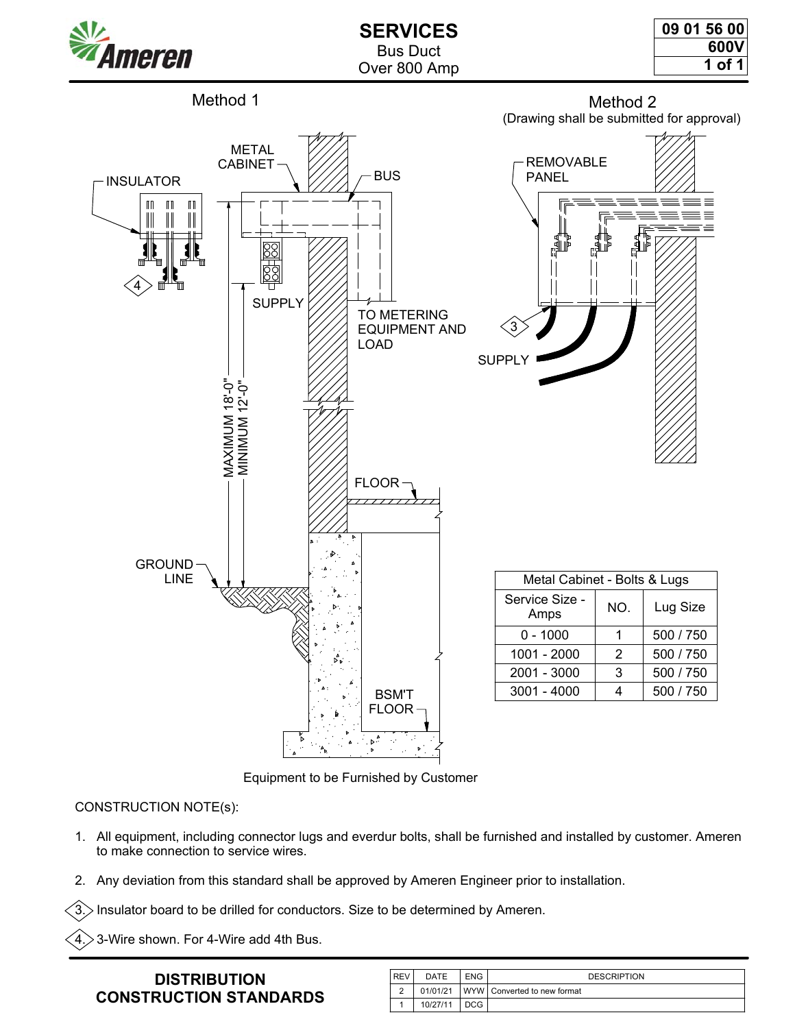# SERVICES

Bus Duct
Over 800 Amp

09 01 56 00
600V

Method 1

Method 2
(Drawing shall be submitted for approval)

METAL CABINET

INSULATOR

BUS

SUPPLY

TO METERING EQUIPMENT AND LOAD

REMOVABLE PANEL

SUPPLY

MAXIMUM 18'-0"
MINIMUM 12'-0"

FLOOR

GROUND LINE

BSM'T FLOOR

| Metal Cabinet - Bolts & Lugs | | |
|---|---|---|
| Service Size - Amps | NO. | Lug Size |
| 0 - 1000 | 1 | 500 / 750 |
| 1001 - 2000 | 2 | 500 / 750 |
| 2001 - 3000 | 3 | 500 / 750 |
| 3001 - 4000 | 4 | 500 / 750 |

Equipment to be Furnished by Customer

CONSTRUCTION NOTE(s):

1. All equipment, including connector lugs and everdur bolts, shall be furnished and installed by customer. Ameren to make connection to service wires.
2. Any deviation from this standard shall be approved by Ameren Engineer prior to installation.
3. Insulator board to be drilled for conductors. Size to be determined by Ameren.
4. 3-Wire shown. For 4-Wire add 4th Bus.

**DISTRIBUTION CONSTRUCTION STANDARDS**

| REV | DATE | ENG | DESCRIPTION |
|---|---|---|---|
| 2 | 01/01/21 | WYW | Converted to new format |
| 1 | 10/27/11 | DCG | |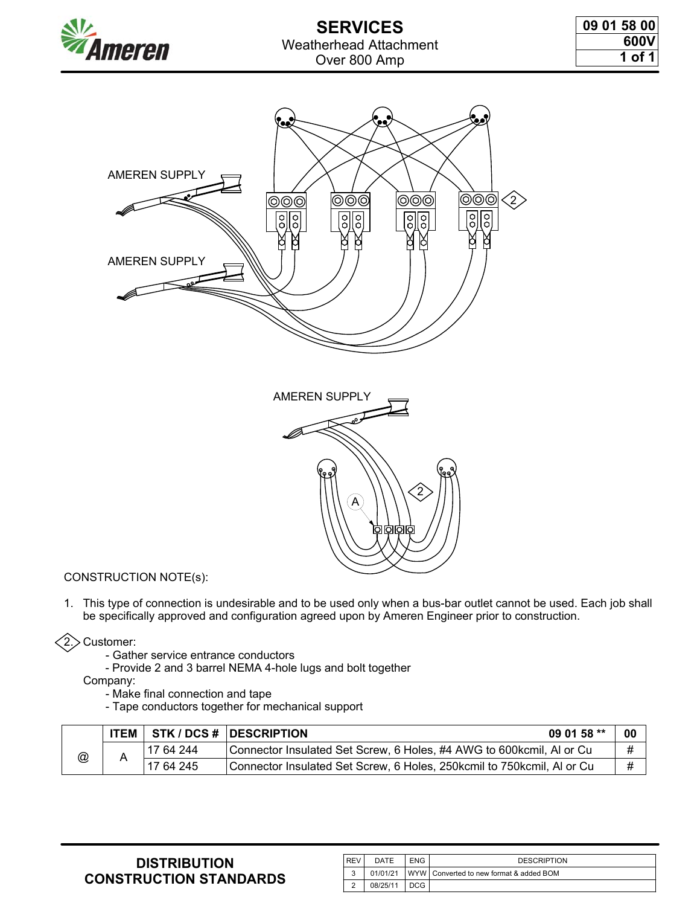# SERVICES

Weatherhead Attachment
Over 800 Amp

| 09 01 58 00 |
| --- |
| 600V |

AMEREN SUPPLY

AMEREN SUPPLY

2

AMEREN SUPPLY

A

2

CONSTRUCTION NOTE(s):

1. This type of connection is undesirable and to be used only when a bus-bar outlet cannot be used. Each job shall be specifically approved and configuration agreed upon by Ameren Engineer prior to construction.

2. Customer:
   - Gather service entrance conductors
   - Provide 2 and 3 barrel NEMA 4-hole lugs and bolt together

   Company:
   - Make final connection and tape
   - Tape conductors together for mechanical support

|  | ITEM | STK / DCS # | DESCRIPTION 09 01 58 ** | 00 |
| --- | --- | --- | --- | --- |
| @ | A | 17 64 244 | Connector Insulated Set Screw, 6 Holes, #4 AWG to 600kcmil, Al or Cu | # |
|  |  | 17 64 245 | Connector Insulated Set Screw, 6 Holes, 250kcmil to 750kcmil, Al or Cu | # |

**DISTRIBUTION CONSTRUCTION STANDARDS**

| REV | DATE | ENG | DESCRIPTION |
| --- | --- | --- | --- |
| 3 | 01/01/21 | WYW | Converted to new format & added BOM |
| 2 | 08/25/11 | DCG |  |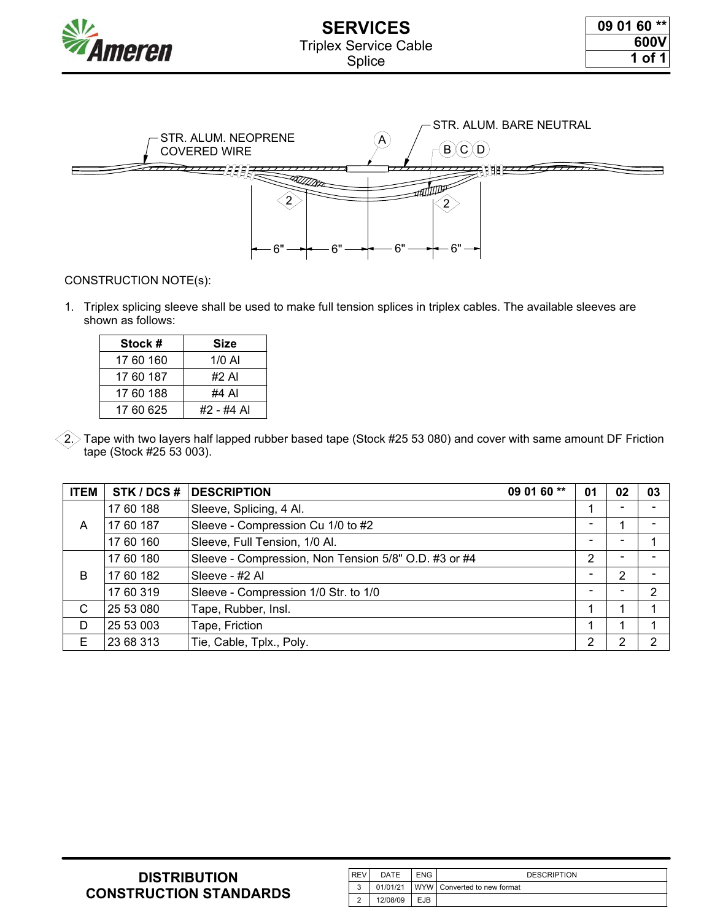# SERVICES

Triplex Service Cable
Splice

09 01 60 **
600V

STR. ALUM. NEOPRENE COVERED WIRE

A

STR. ALUM. BARE NEUTRAL

B C D

2

2

6" 6" 6" 6"

CONSTRUCTION NOTE(s):

1. Triplex splicing sleeve shall be used to make full tension splices in triplex cables. The available sleeves are shown as follows:

| Stock # | Size |
|---|---|
| 17 60 160 | 1/0 Al |
| 17 60 187 | #2 Al |
| 17 60 188 | #4 Al |
| 17 60 625 | #2 - #4 Al |

2. Tape with two layers half lapped rubber based tape (Stock #25 53 080) and cover with same amount DF Friction tape (Stock #25 53 003).

| ITEM | STK / DCS # | DESCRIPTION 09 01 60 ** | 01 | 02 | 03 |
|---|---|---|---|---|---|
| A | 17 60 188 | Sleeve, Splicing, 4 Al. | 1 | - | - |
| | 17 60 187 | Sleeve - Compression Cu 1/0 to #2 | - | 1 | - |
| | 17 60 160 | Sleeve, Full Tension, 1/0 Al. | - | - | 1 |
| B | 17 60 180 | Sleeve - Compression, Non Tension 5/8" O.D. #3 or #4 | 2 | - | - |
| | 17 60 182 | Sleeve - #2 Al | - | 2 | - |
| | 17 60 319 | Sleeve - Compression 1/0 Str. to 1/0 | - | - | 2 |
| C | 25 53 080 | Tape, Rubber, Insl. | 1 | 1 | 1 |
| D | 25 53 003 | Tape, Friction | 1 | 1 | 1 |
| E | 23 68 313 | Tie, Cable, Tplx., Poly. | 2 | 2 | 2 |

**DISTRIBUTION CONSTRUCTION STANDARDS**

| REV | DATE | ENG | DESCRIPTION |
|---|---|---|---|
| 3 | 01/01/21 | WYW | Converted to new format |
| 2 | 12/08/09 | EJB | |